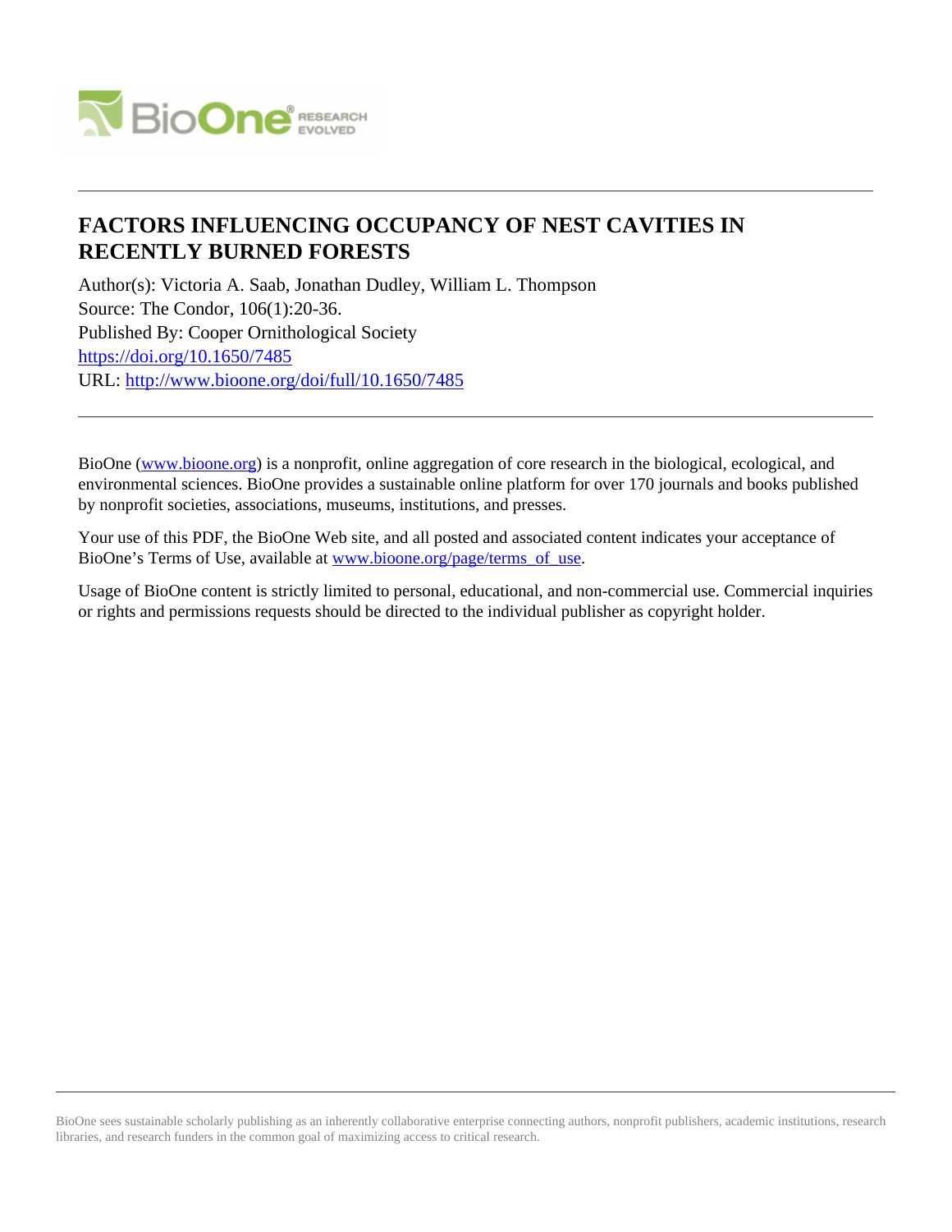# FACTORS INFLUENCING OCCUPANCY OF NEST CAVITIES IN RECENTLY BURNED FORESTS

Author(s): Victoria A. Saab, Jonathan Dudley, William L. Thompson
Source: The Condor, 106(1):20-36.
Published By: Cooper Ornithological Society
https://doi.org/10.1650/7485
URL: http://www.bioone.org/doi/full/10.1650/7485

---

BioOne (www.bioone.org) is a nonprofit, online aggregation of core research in the biological, ecological, and environmental sciences. BioOne provides a sustainable online platform for over 170 journals and books published by nonprofit societies, associations, museums, institutions, and presses.

Your use of this PDF, the BioOne Web site, and all posted and associated content indicates your acceptance of BioOne's Terms of Use, available at www.bioone.org/page/terms_of_use.

Usage of BioOne content is strictly limited to personal, educational, and non-commercial use. Commercial inquiries or rights and permissions requests should be directed to the individual publisher as copyright holder.

---

BioOne sees sustainable scholarly publishing as an inherently collaborative enterprise connecting authors, nonprofit publishers, academic institutions, research libraries, and research funders in the common goal of maximizing access to critical research.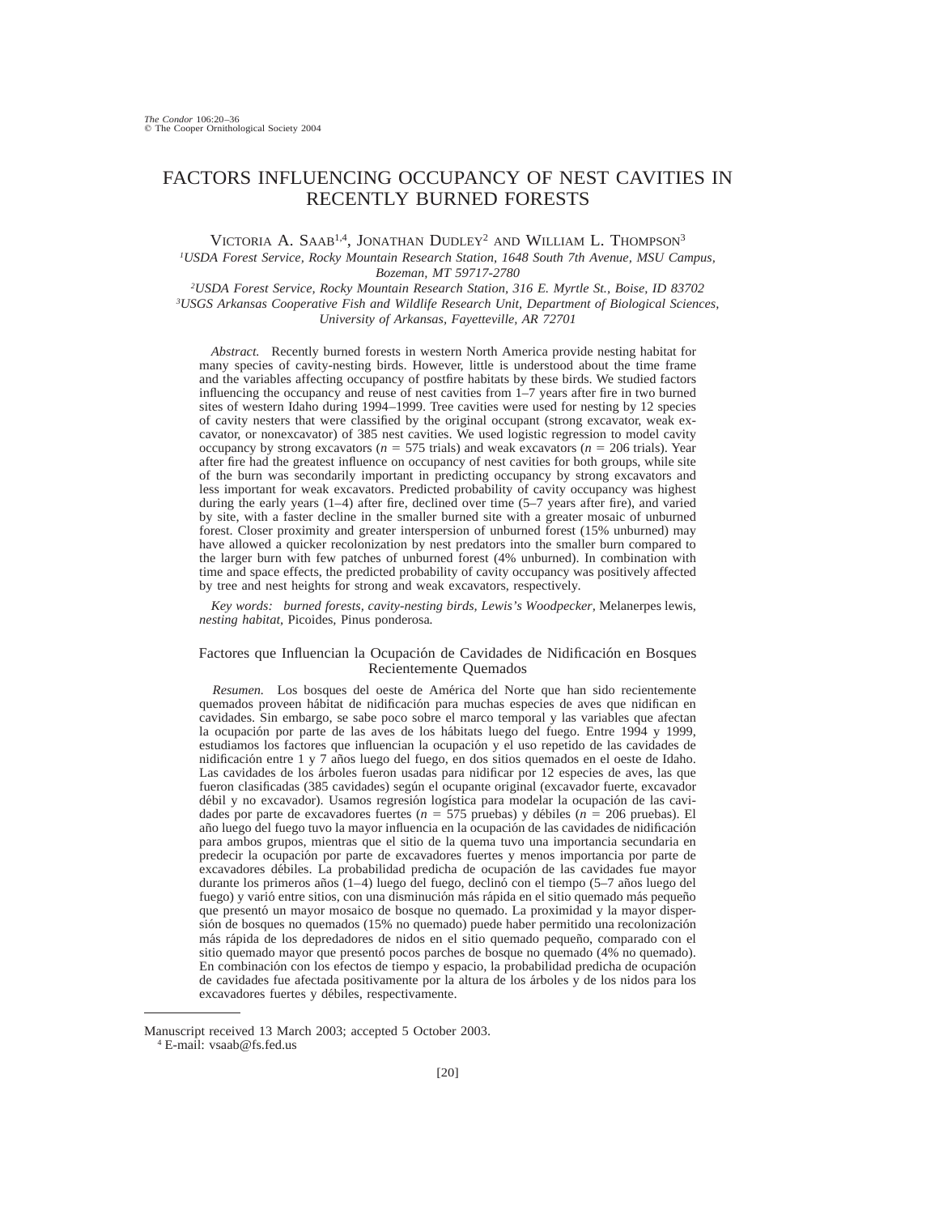# FACTORS INFLUENCING OCCUPANCY OF NEST CAVITIES IN RECENTLY BURNED FORESTS

VICTORIA A. SAAB[1,4], JONATHAN DUDLEY[2] AND WILLIAM L. THOMPSON[3]

[1]*USDA Forest Service, Rocky Mountain Research Station, 1648 South 7th Avenue, MSU Campus, Bozeman, MT 59717-2780*

[2]*USDA Forest Service, Rocky Mountain Research Station, 316 E. Myrtle St., Boise, ID 83702*

[3]*USGS Arkansas Cooperative Fish and Wildlife Research Unit, Department of Biological Sciences, University of Arkansas, Fayetteville, AR 72701*

*Abstract.* Recently burned forests in western North America provide nesting habitat for many species of cavity-nesting birds. However, little is understood about the time frame and the variables affecting occupancy of postfire habitats by these birds. We studied factors influencing the occupancy and reuse of nest cavities from 1–7 years after fire in two burned sites of western Idaho during 1994–1999. Tree cavities were used for nesting by 12 species of cavity nesters that were classified by the original occupant (strong excavator, weak excavator, or nonexcavator) of 385 nest cavities. We used logistic regression to model cavity occupancy by strong excavators ($n = 575$ trials) and weak excavators ($n = 206$ trials). Year after fire had the greatest influence on occupancy of nest cavities for both groups, while site of the burn was secondarily important in predicting occupancy by strong excavators and less important for weak excavators. Predicted probability of cavity occupancy was highest during the early years (1–4) after fire, declined over time (5–7 years after fire), and varied by site, with a faster decline in the smaller burned site with a greater mosaic of unburned forest. Closer proximity and greater interspersion of unburned forest (15% unburned) may have allowed a quicker recolonization by nest predators into the smaller burn compared to the larger burn with few patches of unburned forest (4% unburned). In combination with time and space effects, the predicted probability of cavity occupancy was positively affected by tree and nest heights for strong and weak excavators, respectively.

*Key words: burned forests, cavity-nesting birds, Lewis's Woodpecker,* Melanerpes lewis, *nesting habitat,* Picoides, Pinus ponderosa.

## Factores que Influencian la Ocupación de Cavidades de Nidificación en Bosques Recientemente Quemados

*Resumen.* Los bosques del oeste de América del Norte que han sido recientemente quemados proveen hábitat de nidificación para muchas especies de aves que nidifican en cavidades. Sin embargo, se sabe poco sobre el marco temporal y las variables que afectan la ocupación por parte de las aves de los hábitats luego del fuego. Entre 1994 y 1999, estudiamos los factores que influencian la ocupación y el uso repetido de las cavidades de nidificación entre 1 y 7 años luego del fuego, en dos sitios quemados en el oeste de Idaho. Las cavidades de los árboles fueron usadas para nidificar por 12 especies de aves, las que fueron clasificadas (385 cavidades) según el ocupante original (excavador fuerte, excavador débil y no excavador). Usamos regresión logística para modelar la ocupación de las cavidades por parte de excavadores fuertes ($n = 575$ pruebas) y débiles ($n = 206$ pruebas). El año luego del fuego tuvo la mayor influencia en la ocupación de las cavidades de nidificación para ambos grupos, mientras que el sitio de la quema tuvo una importancia secundaria en predecir la ocupación por parte de excavadores fuertes y menos importancia por parte de excavadores débiles. La probabilidad predicha de ocupación de las cavidades fue mayor durante los primeros años (1–4) luego del fuego, declinó con el tiempo (5–7 años luego del fuego) y varió entre sitios, con una disminución más rápida en el sitio quemado más pequeño que presentó un mayor mosaico de bosque no quemado. La proximidad y la mayor dispersión de bosques no quemados (15% no quemado) puede haber permitido una recolonización más rápida de los depredadores de nidos en el sitio quemado pequeño, comparado con el sitio quemado mayor que presentó pocos parches de bosque no quemado (4% no quemado). En combinación con los efectos de tiempo y espacio, la probabilidad predicha de ocupación de cavidades fue afectada positivamente por la altura de los árboles y de los nidos para los excavadores fuertes y débiles, respectivamente.

---

Manuscript received 13 March 2003; accepted 5 October 2003.

[4] E-mail: vsaab@fs.fed.us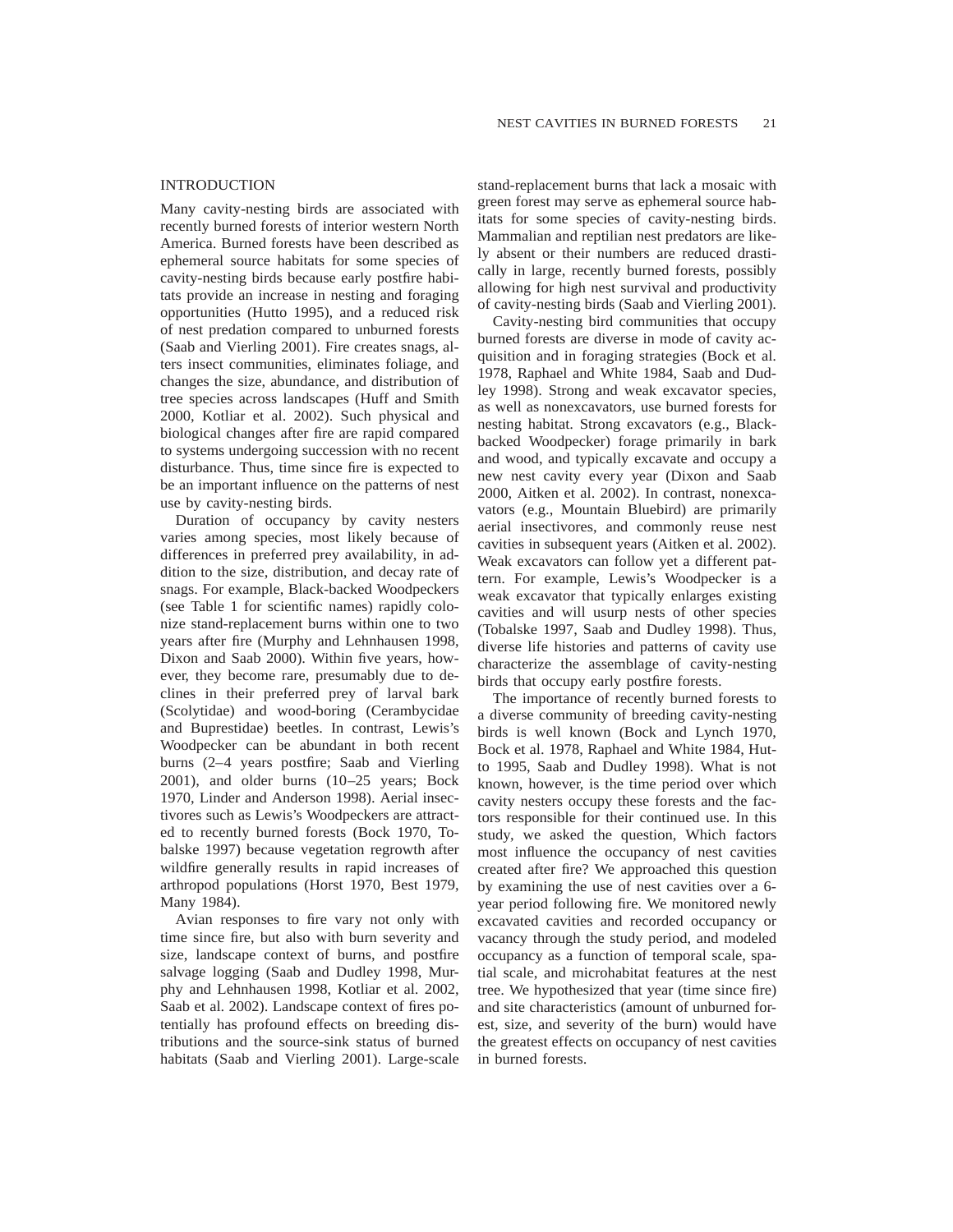## INTRODUCTION

Many cavity-nesting birds are associated with recently burned forests of interior western North America. Burned forests have been described as ephemeral source habitats for some species of cavity-nesting birds because early postfire habitats provide an increase in nesting and foraging opportunities (Hutto 1995), and a reduced risk of nest predation compared to unburned forests (Saab and Vierling 2001). Fire creates snags, alters insect communities, eliminates foliage, and changes the size, abundance, and distribution of tree species across landscapes (Huff and Smith 2000, Kotliar et al. 2002). Such physical and biological changes after fire are rapid compared to systems undergoing succession with no recent disturbance. Thus, time since fire is expected to be an important influence on the patterns of nest use by cavity-nesting birds.

Duration of occupancy by cavity nesters varies among species, most likely because of differences in preferred prey availability, in addition to the size, distribution, and decay rate of snags. For example, Black-backed Woodpeckers (see Table 1 for scientific names) rapidly colonize stand-replacement burns within one to two years after fire (Murphy and Lehnhausen 1998, Dixon and Saab 2000). Within five years, however, they become rare, presumably due to declines in their preferred prey of larval bark (Scolytidae) and wood-boring (Cerambycidae and Buprestidae) beetles. In contrast, Lewis's Woodpecker can be abundant in both recent burns (2–4 years postfire; Saab and Vierling 2001), and older burns (10–25 years; Bock 1970, Linder and Anderson 1998). Aerial insectivores such as Lewis's Woodpeckers are attracted to recently burned forests (Bock 1970, Tobalske 1997) because vegetation regrowth after wildfire generally results in rapid increases of arthropod populations (Horst 1970, Best 1979, Many 1984).

Avian responses to fire vary not only with time since fire, but also with burn severity and size, landscape context of burns, and postfire salvage logging (Saab and Dudley 1998, Murphy and Lehnhausen 1998, Kotliar et al. 2002, Saab et al. 2002). Landscape context of fires potentially has profound effects on breeding distributions and the source-sink status of burned habitats (Saab and Vierling 2001). Large-scale stand-replacement burns that lack a mosaic with green forest may serve as ephemeral source habitats for some species of cavity-nesting birds. Mammalian and reptilian nest predators are likely absent or their numbers are reduced drastically in large, recently burned forests, possibly allowing for high nest survival and productivity of cavity-nesting birds (Saab and Vierling 2001).

Cavity-nesting bird communities that occupy burned forests are diverse in mode of cavity acquisition and in foraging strategies (Bock et al. 1978, Raphael and White 1984, Saab and Dudley 1998). Strong and weak excavator species, as well as nonexcavators, use burned forests for nesting habitat. Strong excavators (e.g., Black-backed Woodpecker) forage primarily in bark and wood, and typically excavate and occupy a new nest cavity every year (Dixon and Saab 2000, Aitken et al. 2002). In contrast, nonexcavators (e.g., Mountain Bluebird) are primarily aerial insectivores, and commonly reuse nest cavities in subsequent years (Aitken et al. 2002). Weak excavators can follow yet a different pattern. For example, Lewis's Woodpecker is a weak excavator that typically enlarges existing cavities and will usurp nests of other species (Tobalske 1997, Saab and Dudley 1998). Thus, diverse life histories and patterns of cavity use characterize the assemblage of cavity-nesting birds that occupy early postfire forests.

The importance of recently burned forests to a diverse community of breeding cavity-nesting birds is well known (Bock and Lynch 1970, Bock et al. 1978, Raphael and White 1984, Hutto 1995, Saab and Dudley 1998). What is not known, however, is the time period over which cavity nesters occupy these forests and the factors responsible for their continued use. In this study, we asked the question, Which factors most influence the occupancy of nest cavities created after fire? We approached this question by examining the use of nest cavities over a 6-year period following fire. We monitored newly excavated cavities and recorded occupancy or vacancy through the study period, and modeled occupancy as a function of temporal scale, spatial scale, and microhabitat features at the nest tree. We hypothesized that year (time since fire) and site characteristics (amount of unburned forest, size, and severity of the burn) would have the greatest effects on occupancy of nest cavities in burned forests.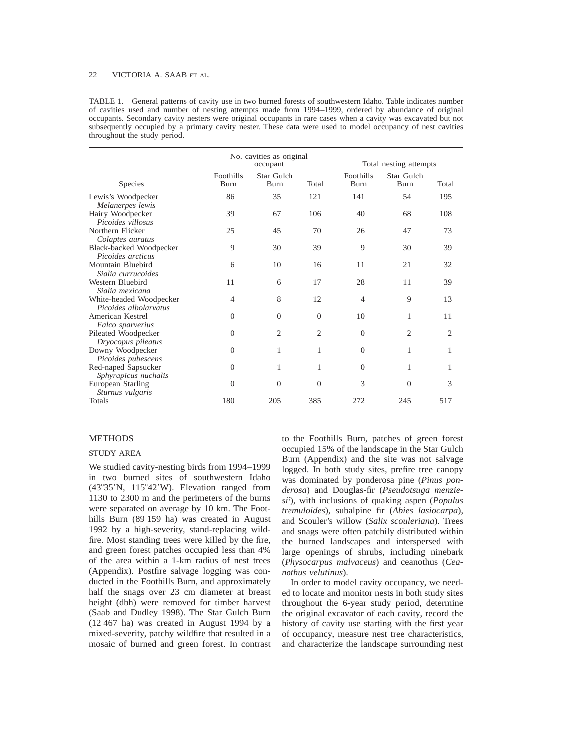TABLE 1. General patterns of cavity use in two burned forests of southwestern Idaho. Table indicates number of cavities used and number of nesting attempts made from 1994–1999, ordered by abundance of original occupants. Secondary cavity nesters were original occupants in rare cases when a cavity was excavated but not subsequently occupied by a primary cavity nester. These data were used to model occupancy of nest cavities throughout the study period.

| | No. cavities as original occupant | | | Total nesting attempts | | |
|---|---|---|---|---|---|---|
| Species | Foothills Burn | Star Gulch Burn | Total | Foothills Burn | Star Gulch Burn | Total |
| Lewis's Woodpecker *Melanerpes lewis* | 86 | 35 | 121 | 141 | 54 | 195 |
| Hairy Woodpecker *Picoides villosus* | 39 | 67 | 106 | 40 | 68 | 108 |
| Northern Flicker *Colaptes auratus* | 25 | 45 | 70 | 26 | 47 | 73 |
| Black-backed Woodpecker *Picoides arcticus* | 9 | 30 | 39 | 9 | 30 | 39 |
| Mountain Bluebird *Sialia currucoides* | 6 | 10 | 16 | 11 | 21 | 32 |
| Western Bluebird *Sialia mexicana* | 11 | 6 | 17 | 28 | 11 | 39 |
| White-headed Woodpecker *Picoides albolarvatus* | 4 | 8 | 12 | 4 | 9 | 13 |
| American Kestrel *Falco sparverius* | 0 | 0 | 0 | 10 | 1 | 11 |
| Pileated Woodpecker *Dryocopus pileatus* | 0 | 2 | 2 | 0 | 2 | 2 |
| Downy Woodpecker *Picoides pubescens* | 0 | 1 | 1 | 0 | 1 | 1 |
| Red-naped Sapsucker *Sphyrapicus nuchalis* | 0 | 1 | 1 | 0 | 1 | 1 |
| European Starling *Sturnus vulgaris* | 0 | 0 | 0 | 3 | 0 | 3 |
| Totals | 180 | 205 | 385 | 272 | 245 | 517 |

## METHODS

### STUDY AREA

We studied cavity-nesting birds from 1994–1999 in two burned sites of southwestern Idaho (43°35′N, 115°42′W). Elevation ranged from 1130 to 2300 m and the perimeters of the burns were separated on average by 10 km. The Foothills Burn (89 159 ha) was created in August 1992 by a high-severity, stand-replacing wildfire. Most standing trees were killed by the fire, and green forest patches occupied less than 4% of the area within a 1-km radius of nest trees (Appendix). Postfire salvage logging was conducted in the Foothills Burn, and approximately half the snags over 23 cm diameter at breast height (dbh) were removed for timber harvest (Saab and Dudley 1998). The Star Gulch Burn (12 467 ha) was created in August 1994 by a mixed-severity, patchy wildfire that resulted in a mosaic of burned and green forest. In contrast to the Foothills Burn, patches of green forest occupied 15% of the landscape in the Star Gulch Burn (Appendix) and the site was not salvage logged. In both study sites, prefire tree canopy was dominated by ponderosa pine (*Pinus ponderosa*) and Douglas-fir (*Pseudotsuga menziesii*), with inclusions of quaking aspen (*Populus tremuloides*), subalpine fir (*Abies lasiocarpa*), and Scouler's willow (*Salix scouleriana*). Trees and snags were often patchily distributed within the burned landscapes and interspersed with large openings of shrubs, including ninebark (*Physocarpus malvaceus*) and ceanothus (*Ceanothus velutinus*).

In order to model cavity occupancy, we needed to locate and monitor nests in both study sites throughout the 6-year study period, determine the original excavator of each cavity, record the history of cavity use starting with the first year of occupancy, measure nest tree characteristics, and characterize the landscape surrounding nest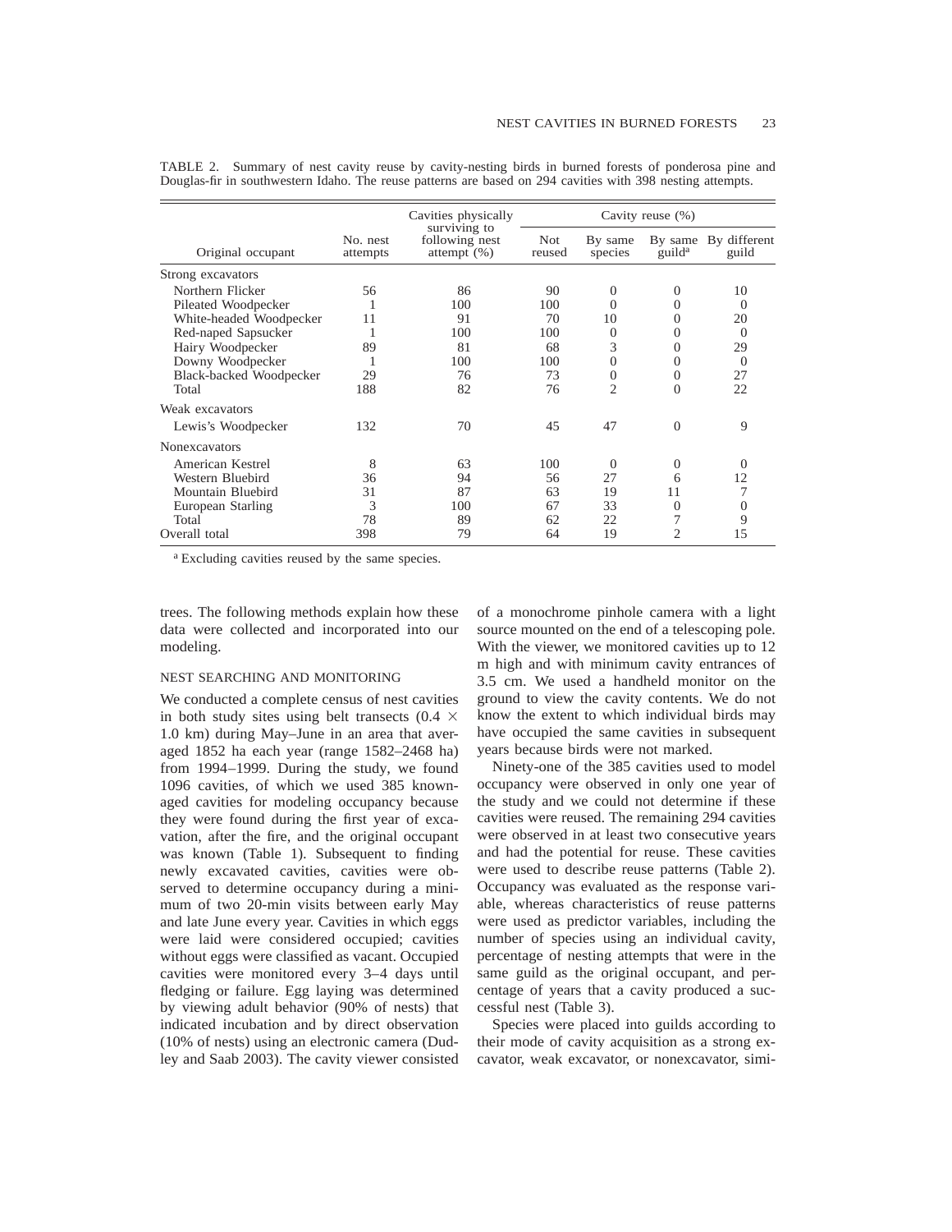TABLE 2. Summary of nest cavity reuse by cavity-nesting birds in burned forests of ponderosa pine and Douglas-fir in southwestern Idaho. The reuse patterns are based on 294 cavities with 398 nesting attempts.

| Original occupant | No. nest attempts | Cavities physically surviving to following nest attempt (%) | Cavity reuse (%) | | | |
|---|---|---|---|---|---|---|
| | | | Not reused | By same species | By same guild[a] | By different guild |
| Strong excavators | | | | | | |
| Northern Flicker | 56 | 86 | 90 | 0 | 0 | 10 |
| Pileated Woodpecker | 1 | 100 | 100 | 0 | 0 | 0 |
| White-headed Woodpecker | 11 | 91 | 70 | 10 | 0 | 20 |
| Red-naped Sapsucker | 1 | 100 | 100 | 0 | 0 | 0 |
| Hairy Woodpecker | 89 | 81 | 68 | 3 | 0 | 29 |
| Downy Woodpecker | 1 | 100 | 100 | 0 | 0 | 0 |
| Black-backed Woodpecker | 29 | 76 | 73 | 0 | 0 | 27 |
| Total | 188 | 82 | 76 | 2 | 0 | 22 |
| Weak excavators | | | | | | |
| Lewis's Woodpecker | 132 | 70 | 45 | 47 | 0 | 9 |
| Nonexcavators | | | | | | |
| American Kestrel | 8 | 63 | 100 | 0 | 0 | 0 |
| Western Bluebird | 36 | 94 | 56 | 27 | 6 | 12 |
| Mountain Bluebird | 31 | 87 | 63 | 19 | 11 | 7 |
| European Starling | 3 | 100 | 67 | 33 | 0 | 0 |
| Total | 78 | 89 | 62 | 22 | 7 | 9 |
| Overall total | 398 | 79 | 64 | 19 | 2 | 15 |

[a] Excluding cavities reused by the same species.

trees. The following methods explain how these data were collected and incorporated into our modeling.

## NEST SEARCHING AND MONITORING

We conducted a complete census of nest cavities in both study sites using belt transects (0.4 × 1.0 km) during May–June in an area that averaged 1852 ha each year (range 1582–2468 ha) from 1994–1999. During the study, we found 1096 cavities, of which we used 385 known-aged cavities for modeling occupancy because they were found during the first year of excavation, after the fire, and the original occupant was known (Table 1). Subsequent to finding newly excavated cavities, cavities were observed to determine occupancy during a minimum of two 20-min visits between early May and late June every year. Cavities in which eggs were laid were considered occupied; cavities without eggs were classified as vacant. Occupied cavities were monitored every 3–4 days until fledging or failure. Egg laying was determined by viewing adult behavior (90% of nests) that indicated incubation and by direct observation (10% of nests) using an electronic camera (Dudley and Saab 2003). The cavity viewer consisted of a monochrome pinhole camera with a light source mounted on the end of a telescoping pole. With the viewer, we monitored cavities up to 12 m high and with minimum cavity entrances of 3.5 cm. We used a handheld monitor on the ground to view the cavity contents. We do not know the extent to which individual birds may have occupied the same cavities in subsequent years because birds were not marked.

Ninety-one of the 385 cavities used to model occupancy were observed in only one year of the study and we could not determine if these cavities were reused. The remaining 294 cavities were observed in at least two consecutive years and had the potential for reuse. These cavities were used to describe reuse patterns (Table 2). Occupancy was evaluated as the response variable, whereas characteristics of reuse patterns were used as predictor variables, including the number of species using an individual cavity, percentage of nesting attempts that were in the same guild as the original occupant, and percentage of years that a cavity produced a successful nest (Table 3).

Species were placed into guilds according to their mode of cavity acquisition as a strong excavator, weak excavator, or nonexcavator, simi-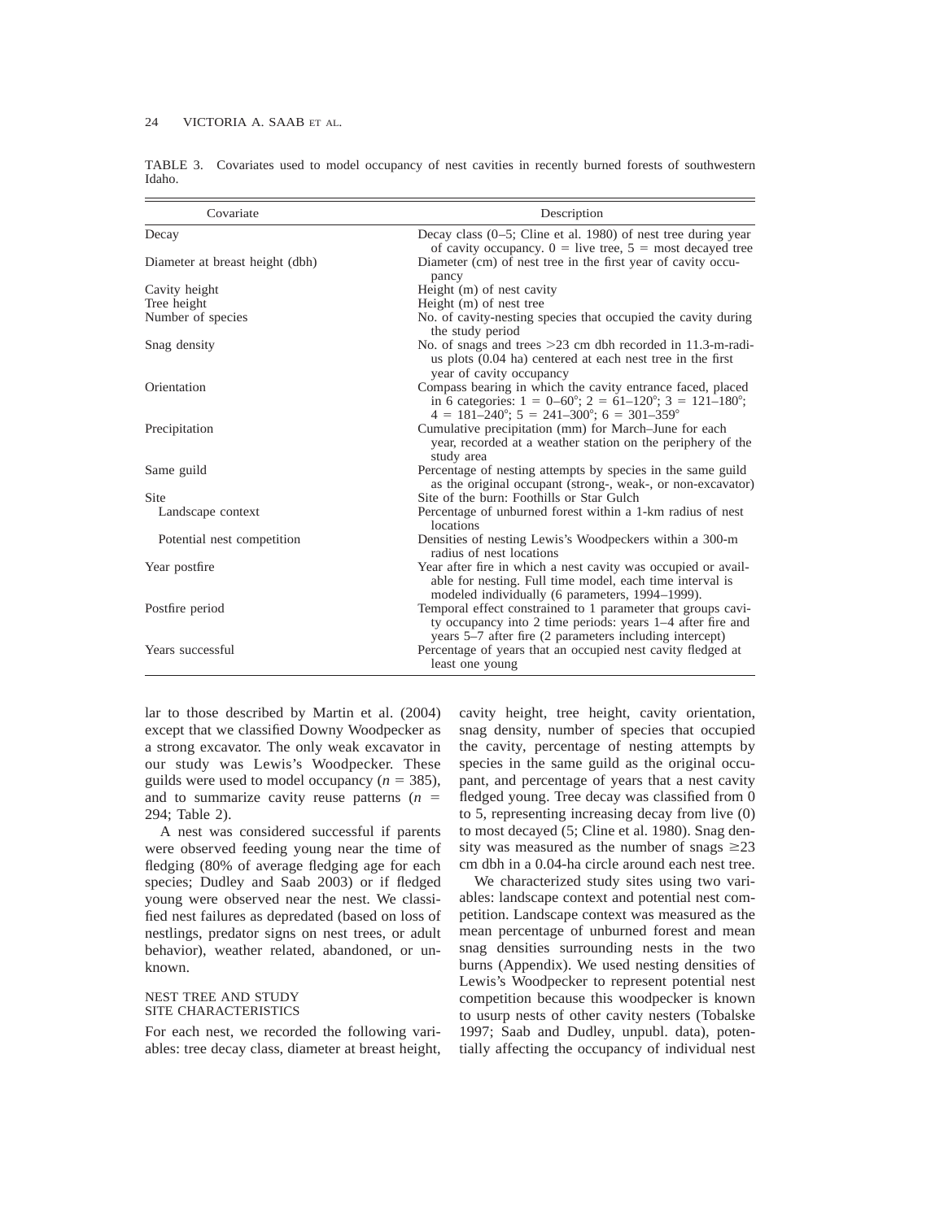TABLE 3. Covariates used to model occupancy of nest cavities in recently burned forests of southwestern Idaho.

| Covariate | Description |
|---|---|
| Decay | Decay class (0–5; Cline et al. 1980) of nest tree during year of cavity occupancy. 0 = live tree, 5 = most decayed tree |
| Diameter at breast height (dbh) | Diameter (cm) of nest tree in the first year of cavity occupancy |
| Cavity height | Height (m) of nest cavity |
| Tree height | Height (m) of nest tree |
| Number of species | No. of cavity-nesting species that occupied the cavity during the study period |
| Snag density | No. of snags and trees >23 cm dbh recorded in 11.3-m-radius plots (0.04 ha) centered at each nest tree in the first year of cavity occupancy |
| Orientation | Compass bearing in which the cavity entrance faced, placed in 6 categories: 1 = 0–60°; 2 = 61–120°; 3 = 121–180°; 4 = 181–240°; 5 = 241–300°; 6 = 301–359° |
| Precipitation | Cumulative precipitation (mm) for March–June for each year, recorded at a weather station on the periphery of the study area |
| Same guild | Percentage of nesting attempts by species in the same guild as the original occupant (strong-, weak-, or non-excavator) |
| Site | Site of the burn: Foothills or Star Gulch |
| Landscape context | Percentage of unburned forest within a 1-km radius of nest locations |
| Potential nest competition | Densities of nesting Lewis's Woodpeckers within a 300-m radius of nest locations |
| Year postfire | Year after fire in which a nest cavity was occupied or available for nesting. Full time model, each time interval is modeled individually (6 parameters, 1994–1999). |
| Postfire period | Temporal effect constrained to 1 parameter that groups cavity occupancy into 2 time periods: years 1–4 after fire and years 5–7 after fire (2 parameters including intercept) |
| Years successful | Percentage of years that an occupied nest cavity fledged at least one young |

lar to those described by Martin et al. (2004) except that we classified Downy Woodpecker as a strong excavator. The only weak excavator in our study was Lewis's Woodpecker. These guilds were used to model occupancy ($n$ = 385), and to summarize cavity reuse patterns ($n$ = 294; Table 2).

A nest was considered successful if parents were observed feeding young near the time of fledging (80% of average fledging age for each species; Dudley and Saab 2003) or if fledged young were observed near the nest. We classified nest failures as depredated (based on loss of nestlings, predator signs on nest trees, or adult behavior), weather related, abandoned, or unknown.

## NEST TREE AND STUDY SITE CHARACTERISTICS

For each nest, we recorded the following variables: tree decay class, diameter at breast height, cavity height, tree height, cavity orientation, snag density, number of species that occupied the cavity, percentage of nesting attempts by species in the same guild as the original occupant, and percentage of years that a nest cavity fledged young. Tree decay was classified from 0 to 5, representing increasing decay from live (0) to most decayed (5; Cline et al. 1980). Snag density was measured as the number of snags ≥23 cm dbh in a 0.04-ha circle around each nest tree.

We characterized study sites using two variables: landscape context and potential nest competition. Landscape context was measured as the mean percentage of unburned forest and mean snag densities surrounding nests in the two burns (Appendix). We used nesting densities of Lewis's Woodpecker to represent potential nest competition because this woodpecker is known to usurp nests of other cavity nesters (Tobalske 1997; Saab and Dudley, unpubl. data), potentially affecting the occupancy of individual nest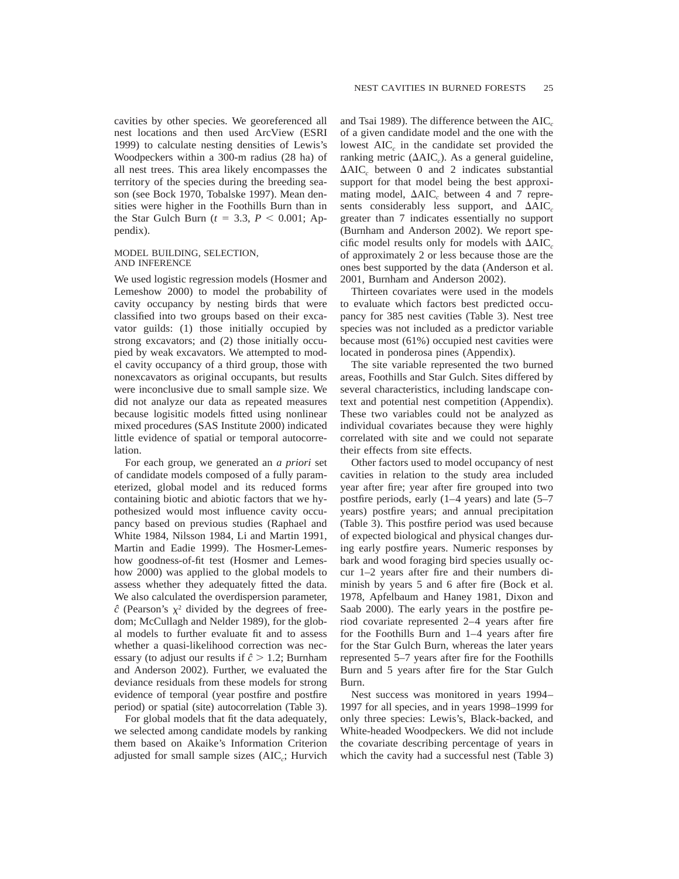cavities by other species. We georeferenced all nest locations and then used ArcView (ESRI 1999) to calculate nesting densities of Lewis's Woodpeckers within a 300-m radius (28 ha) of all nest trees. This area likely encompasses the territory of the species during the breeding season (see Bock 1970, Tobalske 1997). Mean densities were higher in the Foothills Burn than in the Star Gulch Burn ($t = 3.3$, $P < 0.001$; Appendix).

### MODEL BUILDING, SELECTION, AND INFERENCE

We used logistic regression models (Hosmer and Lemeshow 2000) to model the probability of cavity occupancy by nesting birds that were classified into two groups based on their excavator guilds: (1) those initially occupied by strong excavators; and (2) those initially occupied by weak excavators. We attempted to model cavity occupancy of a third group, those with nonexcavators as original occupants, but results were inconclusive due to small sample size. We did not analyze our data as repeated measures because logisitic models fitted using nonlinear mixed procedures (SAS Institute 2000) indicated little evidence of spatial or temporal autocorrelation.

For each group, we generated an *a priori* set of candidate models composed of a fully parameterized, global model and its reduced forms containing biotic and abiotic factors that we hypothesized would most influence cavity occupancy based on previous studies (Raphael and White 1984, Nilsson 1984, Li and Martin 1991, Martin and Eadie 1999). The Hosmer-Lemeshow goodness-of-fit test (Hosmer and Lemeshow 2000) was applied to the global models to assess whether they adequately fitted the data. We also calculated the overdispersion parameter, $\hat{c}$ (Pearson's $\chi^2$ divided by the degrees of freedom; McCullagh and Nelder 1989), for the global models to further evaluate fit and to assess whether a quasi-likelihood correction was necessary (to adjust our results if $\hat{c} > 1.2$; Burnham and Anderson 2002). Further, we evaluated the deviance residuals from these models for strong evidence of temporal (year postfire and postfire period) or spatial (site) autocorrelation (Table 3).

For global models that fit the data adequately, we selected among candidate models by ranking them based on Akaike's Information Criterion adjusted for small sample sizes ($AIC_c$; Hurvich and Tsai 1989). The difference between the $AIC_c$ of a given candidate model and the one with the lowest $AIC_c$ in the candidate set provided the ranking metric ($\Delta AIC_c$). As a general guideline, $\Delta AIC_c$ between 0 and 2 indicates substantial support for that model being the best approximating model, $\Delta AIC_c$ between 4 and 7 represents considerably less support, and $\Delta AIC_c$ greater than 7 indicates essentially no support (Burnham and Anderson 2002). We report specific model results only for models with $\Delta AIC_c$ of approximately 2 or less because those are the ones best supported by the data (Anderson et al. 2001, Burnham and Anderson 2002).

Thirteen covariates were used in the models to evaluate which factors best predicted occupancy for 385 nest cavities (Table 3). Nest tree species was not included as a predictor variable because most (61%) occupied nest cavities were located in ponderosa pines (Appendix).

The site variable represented the two burned areas, Foothills and Star Gulch. Sites differed by several characteristics, including landscape context and potential nest competition (Appendix). These two variables could not be analyzed as individual covariates because they were highly correlated with site and we could not separate their effects from site effects.

Other factors used to model occupancy of nest cavities in relation to the study area included year after fire; year after fire grouped into two postfire periods, early (1–4 years) and late (5–7 years) postfire years; and annual precipitation (Table 3). This postfire period was used because of expected biological and physical changes during early postfire years. Numeric responses by bark and wood foraging bird species usually occur 1–2 years after fire and their numbers diminish by years 5 and 6 after fire (Bock et al. 1978, Apfelbaum and Haney 1981, Dixon and Saab 2000). The early years in the postfire period covariate represented 2–4 years after fire for the Foothills Burn and 1–4 years after fire for the Star Gulch Burn, whereas the later years represented 5–7 years after fire for the Foothills Burn and 5 years after fire for the Star Gulch Burn.

Nest success was monitored in years 1994–1997 for all species, and in years 1998–1999 for only three species: Lewis's, Black-backed, and White-headed Woodpeckers. We did not include the covariate describing percentage of years in which the cavity had a successful nest (Table 3)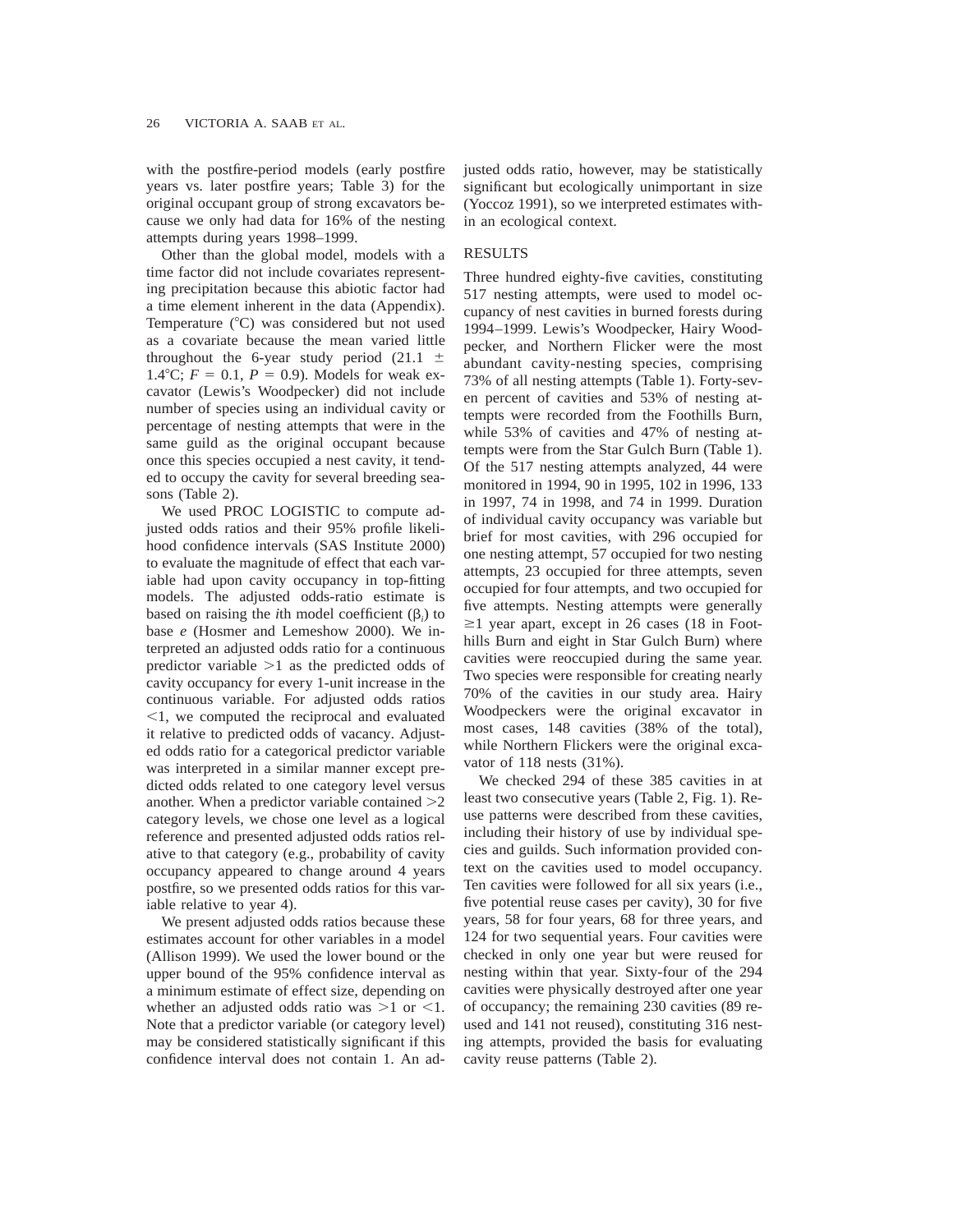with the postfire-period models (early postfire years vs. later postfire years; Table 3) for the original occupant group of strong excavators because we only had data for 16% of the nesting attempts during years 1998–1999.

Other than the global model, models with a time factor did not include covariates representing precipitation because this abiotic factor had a time element inherent in the data (Appendix). Temperature (°C) was considered but not used as a covariate because the mean varied little throughout the 6-year study period (21.1 $\pm$ 1.4°C; $F = 0.1$, $P = 0.9$). Models for weak excavator (Lewis's Woodpecker) did not include number of species using an individual cavity or percentage of nesting attempts that were in the same guild as the original occupant because once this species occupied a nest cavity, it tended to occupy the cavity for several breeding seasons (Table 2).

We used PROC LOGISTIC to compute adjusted odds ratios and their 95% profile likelihood confidence intervals (SAS Institute 2000) to evaluate the magnitude of effect that each variable had upon cavity occupancy in top-fitting models. The adjusted odds-ratio estimate is based on raising the *i*th model coefficient ($\beta_i$) to base *e* (Hosmer and Lemeshow 2000). We interpreted an adjusted odds ratio for a continuous predictor variable $>1$ as the predicted odds of cavity occupancy for every 1-unit increase in the continuous variable. For adjusted odds ratios $<1$, we computed the reciprocal and evaluated it relative to predicted odds of vacancy. Adjusted odds ratio for a categorical predictor variable was interpreted in a similar manner except predicted odds related to one category level versus another. When a predictor variable contained $>2$ category levels, we chose one level as a logical reference and presented adjusted odds ratios relative to that category (e.g., probability of cavity occupancy appeared to change around 4 years postfire, so we presented odds ratios for this variable relative to year 4).

We present adjusted odds ratios because these estimates account for other variables in a model (Allison 1999). We used the lower bound or the upper bound of the 95% confidence interval as a minimum estimate of effect size, depending on whether an adjusted odds ratio was $>1$ or $<1$. Note that a predictor variable (or category level) may be considered statistically significant if this confidence interval does not contain 1. An adjusted odds ratio, however, may be statistically significant but ecologically unimportant in size (Yoccoz 1991), so we interpreted estimates within an ecological context.

## RESULTS

Three hundred eighty-five cavities, constituting 517 nesting attempts, were used to model occupancy of nest cavities in burned forests during 1994–1999. Lewis's Woodpecker, Hairy Woodpecker, and Northern Flicker were the most abundant cavity-nesting species, comprising 73% of all nesting attempts (Table 1). Forty-seven percent of cavities and 53% of nesting attempts were recorded from the Foothills Burn, while 53% of cavities and 47% of nesting attempts were from the Star Gulch Burn (Table 1). Of the 517 nesting attempts analyzed, 44 were monitored in 1994, 90 in 1995, 102 in 1996, 133 in 1997, 74 in 1998, and 74 in 1999. Duration of individual cavity occupancy was variable but brief for most cavities, with 296 occupied for one nesting attempt, 57 occupied for two nesting attempts, 23 occupied for three attempts, seven occupied for four attempts, and two occupied for five attempts. Nesting attempts were generally $\geq 1$ year apart, except in 26 cases (18 in Foothills Burn and eight in Star Gulch Burn) where cavities were reoccupied during the same year. Two species were responsible for creating nearly 70% of the cavities in our study area. Hairy Woodpeckers were the original excavator in most cases, 148 cavities (38% of the total), while Northern Flickers were the original excavator of 118 nests (31%).

We checked 294 of these 385 cavities in at least two consecutive years (Table 2, Fig. 1). Reuse patterns were described from these cavities, including their history of use by individual species and guilds. Such information provided context on the cavities used to model occupancy. Ten cavities were followed for all six years (i.e., five potential reuse cases per cavity), 30 for five years, 58 for four years, 68 for three years, and 124 for two sequential years. Four cavities were checked in only one year but were reused for nesting within that year. Sixty-four of the 294 cavities were physically destroyed after one year of occupancy; the remaining 230 cavities (89 reused and 141 not reused), constituting 316 nesting attempts, provided the basis for evaluating cavity reuse patterns (Table 2).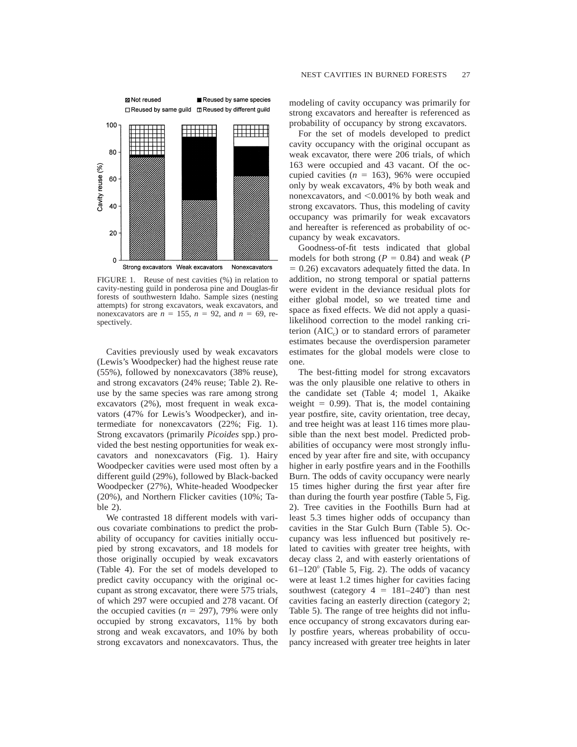FIGURE 1. Reuse of nest cavities (%) in relation to cavity-nesting guild in ponderosa pine and Douglas-fir forests of southwestern Idaho. Sample sizes (nesting attempts) for strong excavators, weak excavators, and nonexcavators are $n = 155$, $n = 92$, and $n = 69$, respectively.

Cavities previously used by weak excavators (Lewis's Woodpecker) had the highest reuse rate (55%), followed by nonexcavators (38% reuse), and strong excavators (24% reuse; Table 2). Reuse by the same species was rare among strong excavators (2%), most frequent in weak excavators (47% for Lewis's Woodpecker), and intermediate for nonexcavators (22%; Fig. 1). Strong excavators (primarily *Picoides* spp.) provided the best nesting opportunities for weak excavators and nonexcavators (Fig. 1). Hairy Woodpecker cavities were used most often by a different guild (29%), followed by Black-backed Woodpecker (27%), White-headed Woodpecker (20%), and Northern Flicker cavities (10%; Table 2).

We contrasted 18 different models with various covariate combinations to predict the probability of occupancy for cavities initially occupied by strong excavators, and 18 models for those originally occupied by weak excavators (Table 4). For the set of models developed to predict cavity occupancy with the original occupant as strong excavator, there were 575 trials, of which 297 were occupied and 278 vacant. Of the occupied cavities ($n = 297$), 79% were only occupied by strong excavators, 11% by both strong and weak excavators, and 10% by both strong excavators and nonexcavators. Thus, the modeling of cavity occupancy was primarily for strong excavators and hereafter is referenced as probability of occupancy by strong excavators.

For the set of models developed to predict cavity occupancy with the original occupant as weak excavator, there were 206 trials, of which 163 were occupied and 43 vacant. Of the occupied cavities ($n = 163$), 96% were occupied only by weak excavators, 4% by both weak and nonexcavators, and <0.001% by both weak and strong excavators. Thus, this modeling of cavity occupancy was primarily for weak excavators and hereafter is referenced as probability of occupancy by weak excavators.

Goodness-of-fit tests indicated that global models for both strong ($P = 0.84$) and weak ($P = 0.26$) excavators adequately fitted the data. In addition, no strong temporal or spatial patterns were evident in the deviance residual plots for either global model, so we treated time and space as fixed effects. We did not apply a quasi-likelihood correction to the model ranking criterion ($AIC_c$) or to standard errors of parameter estimates because the overdispersion parameter estimates for the global models were close to one.

The best-fitting model for strong excavators was the only plausible one relative to others in the candidate set (Table 4; model 1, Akaike weight = 0.99). That is, the model containing year postfire, site, cavity orientation, tree decay, and tree height was at least 116 times more plausible than the next best model. Predicted probabilities of occupancy were most strongly influenced by year after fire and site, with occupancy higher in early postfire years and in the Foothills Burn. The odds of cavity occupancy were nearly 15 times higher during the first year after fire than during the fourth year postfire (Table 5, Fig. 2). Tree cavities in the Foothills Burn had at least 5.3 times higher odds of occupancy than cavities in the Star Gulch Burn (Table 5). Occupancy was less influenced but positively related to cavities with greater tree heights, with decay class 2, and with easterly orientations of 61–120° (Table 5, Fig. 2). The odds of vacancy were at least 1.2 times higher for cavities facing southwest (category 4 = 181–240°) than nest cavities facing an easterly direction (category 2; Table 5). The range of tree heights did not influence occupancy of strong excavators during early postfire years, whereas probability of occupancy increased with greater tree heights in later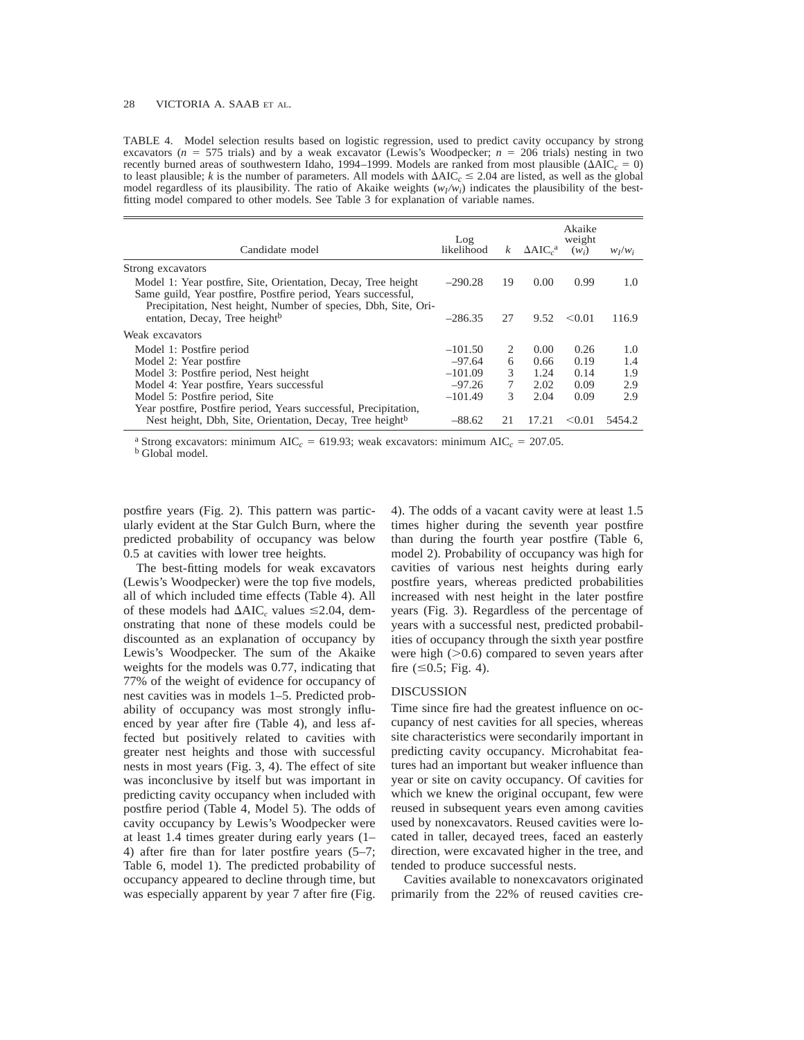TABLE 4. Model selection results based on logistic regression, used to predict cavity occupancy by strong excavators ($n$ = 575 trials) and by a weak excavator (Lewis's Woodpecker; $n$ = 206 trials) nesting in two recently burned areas of southwestern Idaho, 1994–1999. Models are ranked from most plausible ($\Delta AIC_c = 0$) to least plausible; $k$ is the number of parameters. All models with $\Delta AIC_c \leq 2.04$ are listed, as well as the global model regardless of its plausibility. The ratio of Akaike weights ($w_I/w_i$) indicates the plausibility of the best-fitting model compared to other models. See Table 3 for explanation of variable names.

| Candidate model | Log likelihood | $k$ | $\Delta AIC_c$[a] | Akaike weight ($w_i$) | $w_I/w_i$ |
|---|---|---|---|---|---|
| Strong excavators | | | | | |
| Model 1: Year postfire, Site, Orientation, Decay, Tree height | −290.28 | 19 | 0.00 | 0.99 | 1.0 |
| Same guild, Year postfire, Postfire period, Years successful, Precipitation, Nest height, Number of species, Dbh, Site, Orientation, Decay, Tree height[b] | −286.35 | 27 | 9.52 | <0.01 | 116.9 |
| Weak excavators | | | | | |
| Model 1: Postfire period | −101.50 | 2 | 0.00 | 0.26 | 1.0 |
| Model 2: Year postfire | −97.64 | 6 | 0.66 | 0.19 | 1.4 |
| Model 3: Postfire period, Nest height | −101.09 | 3 | 1.24 | 0.14 | 1.9 |
| Model 4: Year postfire, Years successful | −97.26 | 7 | 2.02 | 0.09 | 2.9 |
| Model 5: Postfire period, Site | −101.49 | 3 | 2.04 | 0.09 | 2.9 |
| Year postfire, Postfire period, Years successful, Precipitation, Nest height, Dbh, Site, Orientation, Decay, Tree height[b] | −88.62 | 21 | 17.21 | <0.01 | 5454.2 |

[a] Strong excavators: minimum $AIC_c$ = 619.93; weak excavators: minimum $AIC_c$ = 207.05.
[b] Global model.

postfire years (Fig. 2). This pattern was particularly evident at the Star Gulch Burn, where the predicted probability of occupancy was below 0.5 at cavities with lower tree heights.

The best-fitting models for weak excavators (Lewis's Woodpecker) were the top five models, all of which included time effects (Table 4). All of these models had $\Delta AIC_c$ values ≤2.04, demonstrating that none of these models could be discounted as an explanation of occupancy by Lewis's Woodpecker. The sum of the Akaike weights for the models was 0.77, indicating that 77% of the weight of evidence for occupancy of nest cavities was in models 1–5. Predicted probability of occupancy was most strongly influenced by year after fire (Table 4), and less affected but positively related to cavities with greater nest heights and those with successful nests in most years (Fig. 3, 4). The effect of site was inconclusive by itself but was important in predicting cavity occupancy when included with postfire period (Table 4, Model 5). The odds of cavity occupancy by Lewis's Woodpecker were at least 1.4 times greater during early years (1–4) after fire than for later postfire years (5–7; Table 6, model 1). The predicted probability of occupancy appeared to decline through time, but was especially apparent by year 7 after fire (Fig. 4). The odds of a vacant cavity were at least 1.5 times higher during the seventh year postfire than during the fourth year postfire (Table 6, model 2). Probability of occupancy was high for cavities of various nest heights during early postfire years, whereas predicted probabilities increased with nest height in the later postfire years (Fig. 3). Regardless of the percentage of years with a successful nest, predicted probabilities of occupancy through the sixth year postfire were high (>0.6) compared to seven years after fire (≤0.5; Fig. 4).

## DISCUSSION

Time since fire had the greatest influence on occupancy of nest cavities for all species, whereas site characteristics were secondarily important in predicting cavity occupancy. Microhabitat features had an important but weaker influence than year or site on cavity occupancy. Of cavities for which we knew the original occupant, few were reused in subsequent years even among cavities used by nonexcavators. Reused cavities were located in taller, decayed trees, faced an easterly direction, were excavated higher in the tree, and tended to produce successful nests.

Cavities available to nonexcavators originated primarily from the 22% of reused cavities cre-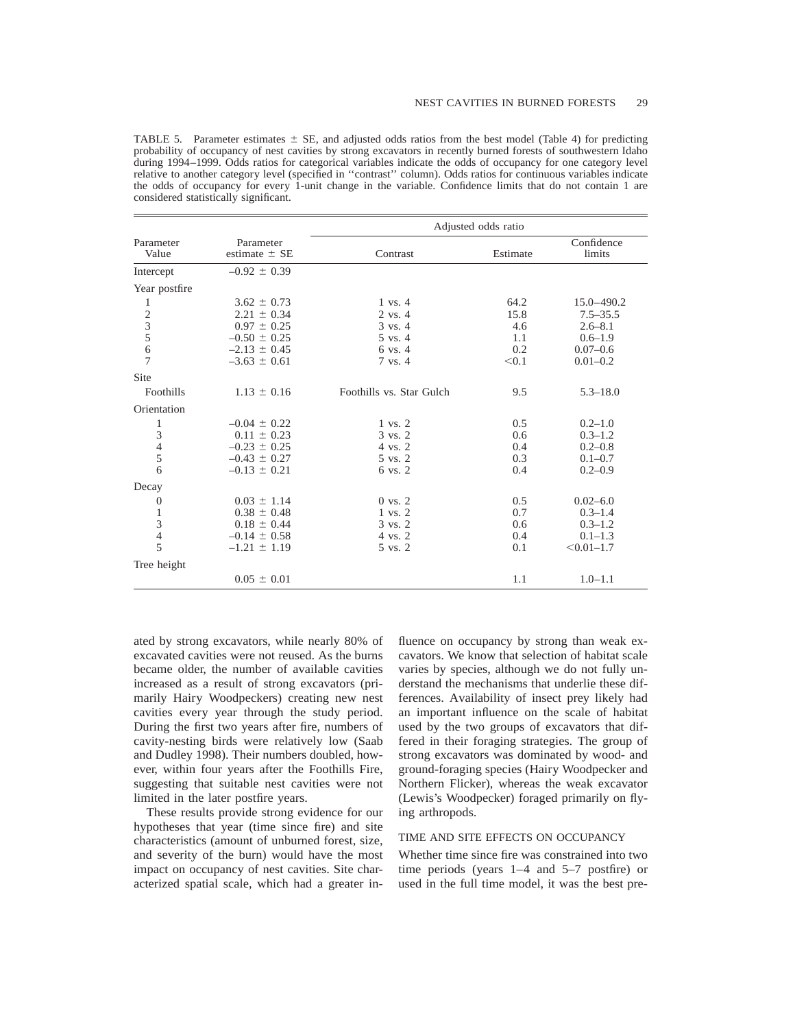TABLE 5. Parameter estimates ± SE, and adjusted odds ratios from the best model (Table 4) for predicting probability of occupancy of nest cavities by strong excavators in recently burned forests of southwestern Idaho during 1994–1999. Odds ratios for categorical variables indicate the odds of occupancy for one category level relative to another category level (specified in ''contrast'' column). Odds ratios for continuous variables indicate the odds of occupancy for every 1-unit change in the variable. Confidence limits that do not contain 1 are considered statistically significant.

| Parameter Value | Parameter estimate ± SE | Adjusted odds ratio | | |
|---|---|---|---|---|
| | | Contrast | Estimate | Confidence limits |
| Intercept | −0.92 ± 0.39 | | | |
| Year postfire | | | | |
| 1 | 3.62 ± 0.73 | 1 vs. 4 | 64.2 | 15.0–490.2 |
| 2 | 2.21 ± 0.34 | 2 vs. 4 | 15.8 | 7.5–35.5 |
| 3 | 0.97 ± 0.25 | 3 vs. 4 | 4.6 | 2.6–8.1 |
| 5 | −0.50 ± 0.25 | 5 vs. 4 | 1.1 | 0.6–1.9 |
| 6 | −2.13 ± 0.45 | 6 vs. 4 | 0.2 | 0.07–0.6 |
| 7 | −3.63 ± 0.61 | 7 vs. 4 | <0.1 | 0.01–0.2 |
| Site | | | | |
| Foothills | 1.13 ± 0.16 | Foothills vs. Star Gulch | 9.5 | 5.3–18.0 |
| Orientation | | | | |
| 1 | −0.04 ± 0.22 | 1 vs. 2 | 0.5 | 0.2–1.0 |
| 3 | 0.11 ± 0.23 | 3 vs. 2 | 0.6 | 0.3–1.2 |
| 4 | −0.23 ± 0.25 | 4 vs. 2 | 0.4 | 0.2–0.8 |
| 5 | −0.43 ± 0.27 | 5 vs. 2 | 0.3 | 0.1–0.7 |
| 6 | −0.13 ± 0.21 | 6 vs. 2 | 0.4 | 0.2–0.9 |
| Decay | | | | |
| 0 | 0.03 ± 1.14 | 0 vs. 2 | 0.5 | 0.02–6.0 |
| 1 | 0.38 ± 0.48 | 1 vs. 2 | 0.7 | 0.3–1.4 |
| 3 | 0.18 ± 0.44 | 3 vs. 2 | 0.6 | 0.3–1.2 |
| 4 | −0.14 ± 0.58 | 4 vs. 2 | 0.4 | 0.1–1.3 |
| 5 | −1.21 ± 1.19 | 5 vs. 2 | 0.1 | <0.01–1.7 |
| Tree height | | | | |
| | 0.05 ± 0.01 | | 1.1 | 1.0–1.1 |

ated by strong excavators, while nearly 80% of excavated cavities were not reused. As the burns became older, the number of available cavities increased as a result of strong excavators (primarily Hairy Woodpeckers) creating new nest cavities every year through the study period. During the first two years after fire, numbers of cavity-nesting birds were relatively low (Saab and Dudley 1998). Their numbers doubled, however, within four years after the Foothills Fire, suggesting that suitable nest cavities were not limited in the later postfire years.

These results provide strong evidence for our hypotheses that year (time since fire) and site characteristics (amount of unburned forest, size, and severity of the burn) would have the most impact on occupancy of nest cavities. Site characterized spatial scale, which had a greater influence on occupancy by strong than weak excavators. We know that selection of habitat scale varies by species, although we do not fully understand the mechanisms that underlie these differences. Availability of insect prey likely had an important influence on the scale of habitat used by the two groups of excavators that differed in their foraging strategies. The group of strong excavators was dominated by wood- and ground-foraging species (Hairy Woodpecker and Northern Flicker), whereas the weak excavator (Lewis's Woodpecker) foraged primarily on flying arthropods.

## TIME AND SITE EFFECTS ON OCCUPANCY

Whether time since fire was constrained into two time periods (years 1–4 and 5–7 postfire) or used in the full time model, it was the best pre-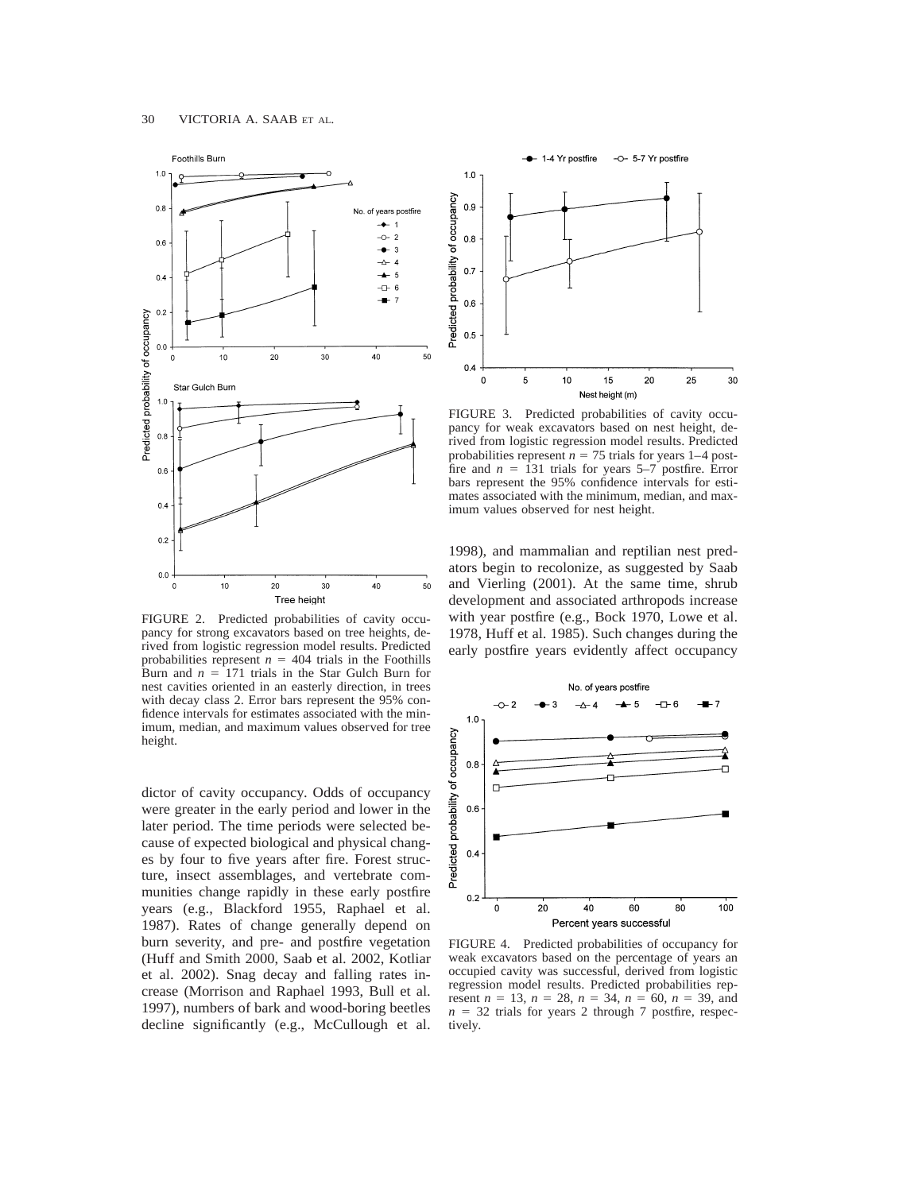FIGURE 2. Predicted probabilities of cavity occupancy for strong excavators based on tree heights, derived from logistic regression model results. Predicted probabilities represent $n = 404$ trials in the Foothills Burn and $n = 171$ trials in the Star Gulch Burn for nest cavities oriented in an easterly direction, in trees with decay class 2. Error bars represent the 95% confidence intervals for estimates associated with the minimum, median, and maximum values observed for tree height.

FIGURE 3. Predicted probabilities of cavity occupancy for weak excavators based on nest height, derived from logistic regression model results. Predicted probabilities represent $n = 75$ trials for years 1–4 postfire and $n = 131$ trials for years 5–7 postfire. Error bars represent the 95% confidence intervals for estimates associated with the minimum, median, and maximum values observed for nest height.

dictor of cavity occupancy. Odds of occupancy were greater in the early period and lower in the later period. The time periods were selected because of expected biological and physical changes by four to five years after fire. Forest structure, insect assemblages, and vertebrate communities change rapidly in these early postfire years (e.g., Blackford 1955, Raphael et al. 1987). Rates of change generally depend on burn severity, and pre- and postfire vegetation (Huff and Smith 2000, Saab et al. 2002, Kotliar et al. 2002). Snag decay and falling rates increase (Morrison and Raphael 1993, Bull et al. 1997), numbers of bark and wood-boring beetles decline significantly (e.g., McCullough et al. 1998), and mammalian and reptilian nest predators begin to recolonize, as suggested by Saab and Vierling (2001). At the same time, shrub development and associated arthropods increase with year postfire (e.g., Bock 1970, Lowe et al. 1978, Huff et al. 1985). Such changes during the early postfire years evidently affect occupancy

FIGURE 4. Predicted probabilities of occupancy for weak excavators based on the percentage of years an occupied cavity was successful, derived from logistic regression model results. Predicted probabilities represent $n = 13$, $n = 28$, $n = 34$, $n = 60$, $n = 39$, and $n = 32$ trials for years 2 through 7 postfire, respectively.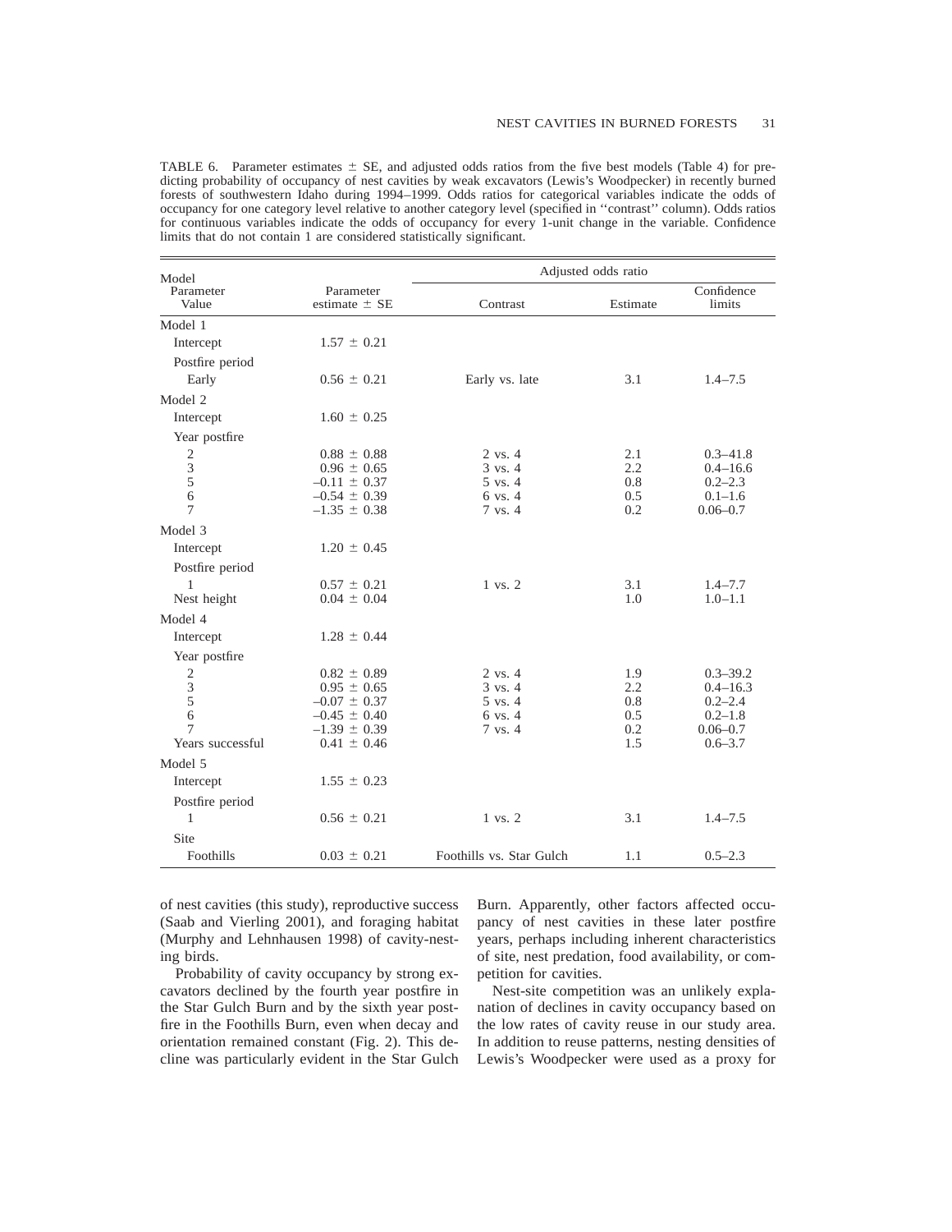TABLE 6. Parameter estimates ± SE, and adjusted odds ratios from the five best models (Table 4) for predicting probability of occupancy of nest cavities by weak excavators (Lewis's Woodpecker) in recently burned forests of southwestern Idaho during 1994–1999. Odds ratios for categorical variables indicate the odds of occupancy for one category level relative to another category level (specified in ''contrast'' column). Odds ratios for continuous variables indicate the odds of occupancy for every 1-unit change in the variable. Confidence limits that do not contain 1 are considered statistically significant.

| Model Parameter Value | Parameter estimate ± SE | Adjusted odds ratio | | |
|---|---|---|---|---|
| | | Contrast | Estimate | Confidence limits |
| Model 1 | | | | |
| Intercept | 1.57 ± 0.21 | | | |
| Postfire period | | | | |
| Early | 0.56 ± 0.21 | Early vs. late | 3.1 | 1.4–7.5 |
| Model 2 | | | | |
| Intercept | 1.60 ± 0.25 | | | |
| Year postfire | | | | |
| 2 | 0.88 ± 0.88 | 2 vs. 4 | 2.1 | 0.3–41.8 |
| 3 | 0.96 ± 0.65 | 3 vs. 4 | 2.2 | 0.4–16.6 |
| 5 | −0.11 ± 0.37 | 5 vs. 4 | 0.8 | 0.2–2.3 |
| 6 | −0.54 ± 0.39 | 6 vs. 4 | 0.5 | 0.1–1.6 |
| 7 | −1.35 ± 0.38 | 7 vs. 4 | 0.2 | 0.06–0.7 |
| Model 3 | | | | |
| Intercept | 1.20 ± 0.45 | | | |
| Postfire period | | | | |
| 1 | 0.57 ± 0.21 | 1 vs. 2 | 3.1 | 1.4–7.7 |
| Nest height | 0.04 ± 0.04 | | 1.0 | 1.0–1.1 |
| Model 4 | | | | |
| Intercept | 1.28 ± 0.44 | | | |
| Year postfire | | | | |
| 2 | 0.82 ± 0.89 | 2 vs. 4 | 1.9 | 0.3–39.2 |
| 3 | 0.95 ± 0.65 | 3 vs. 4 | 2.2 | 0.4–16.3 |
| 5 | −0.07 ± 0.37 | 5 vs. 4 | 0.8 | 0.2–2.4 |
| 6 | −0.45 ± 0.40 | 6 vs. 4 | 0.5 | 0.2–1.8 |
| 7 | −1.39 ± 0.39 | 7 vs. 4 | 0.2 | 0.06–0.7 |
| Years successful | 0.41 ± 0.46 | | 1.5 | 0.6–3.7 |
| Model 5 | | | | |
| Intercept | 1.55 ± 0.23 | | | |
| Postfire period | | | | |
| 1 | 0.56 ± 0.21 | 1 vs. 2 | 3.1 | 1.4–7.5 |
| Site | | | | |
| Foothills | 0.03 ± 0.21 | Foothills vs. Star Gulch | 1.1 | 0.5–2.3 |

of nest cavities (this study), reproductive success (Saab and Vierling 2001), and foraging habitat (Murphy and Lehnhausen 1998) of cavity-nesting birds.

Probability of cavity occupancy by strong excavators declined by the fourth year postfire in the Star Gulch Burn and by the sixth year postfire in the Foothills Burn, even when decay and orientation remained constant (Fig. 2). This decline was particularly evident in the Star Gulch Burn. Apparently, other factors affected occupancy of nest cavities in these later postfire years, perhaps including inherent characteristics of site, nest predation, food availability, or competition for cavities.

Nest-site competition was an unlikely explanation of declines in cavity occupancy based on the low rates of cavity reuse in our study area. In addition to reuse patterns, nesting densities of Lewis's Woodpecker were used as a proxy for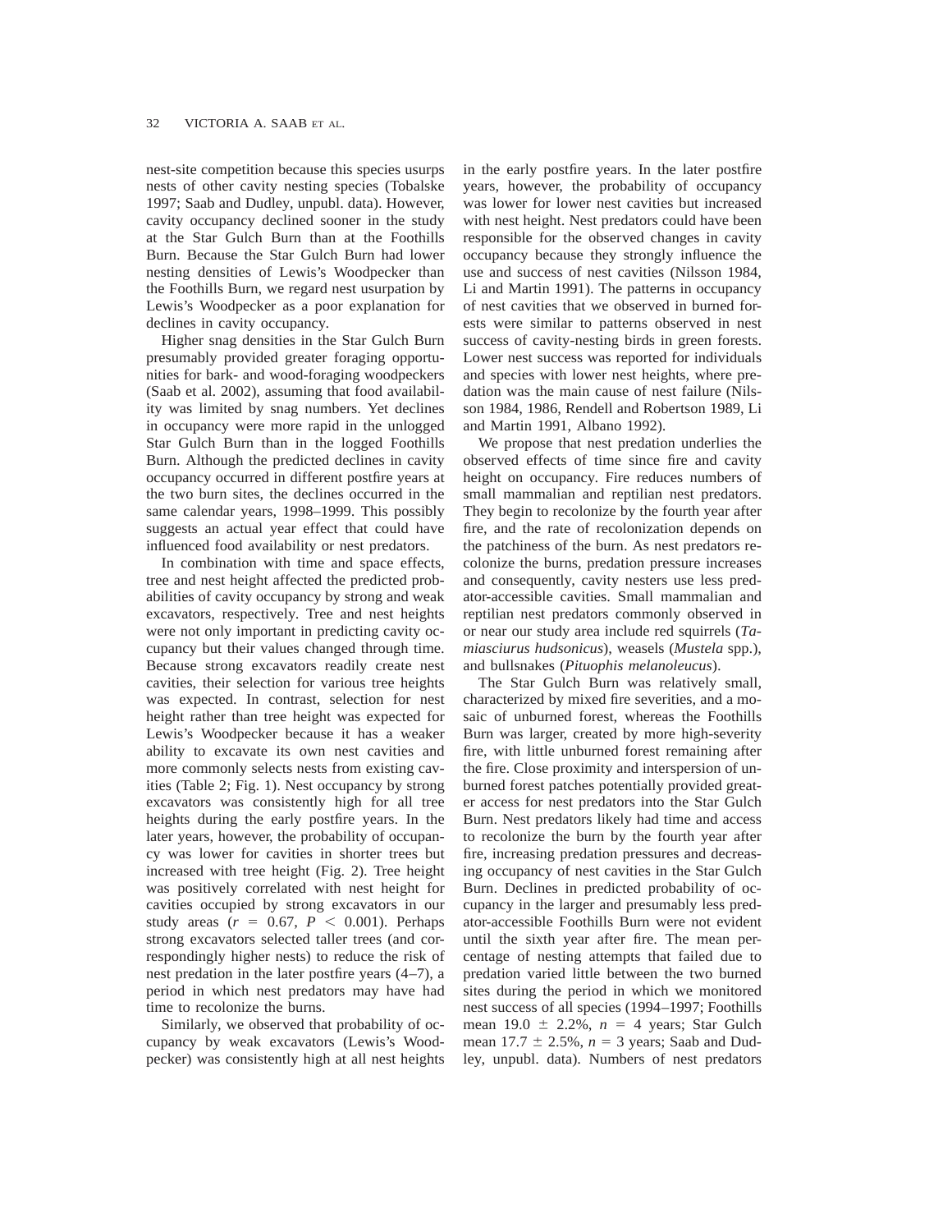nest-site competition because this species usurps nests of other cavity nesting species (Tobalske 1997; Saab and Dudley, unpubl. data). However, cavity occupancy declined sooner in the study at the Star Gulch Burn than at the Foothills Burn. Because the Star Gulch Burn had lower nesting densities of Lewis's Woodpecker than the Foothills Burn, we regard nest usurpation by Lewis's Woodpecker as a poor explanation for declines in cavity occupancy.

Higher snag densities in the Star Gulch Burn presumably provided greater foraging opportunities for bark- and wood-foraging woodpeckers (Saab et al. 2002), assuming that food availability was limited by snag numbers. Yet declines in occupancy were more rapid in the unlogged Star Gulch Burn than in the logged Foothills Burn. Although the predicted declines in cavity occupancy occurred in different postfire years at the two burn sites, the declines occurred in the same calendar years, 1998–1999. This possibly suggests an actual year effect that could have influenced food availability or nest predators.

In combination with time and space effects, tree and nest height affected the predicted probabilities of cavity occupancy by strong and weak excavators, respectively. Tree and nest heights were not only important in predicting cavity occupancy but their values changed through time. Because strong excavators readily create nest cavities, their selection for various tree heights was expected. In contrast, selection for nest height rather than tree height was expected for Lewis's Woodpecker because it has a weaker ability to excavate its own nest cavities and more commonly selects nests from existing cavities (Table 2; Fig. 1). Nest occupancy by strong excavators was consistently high for all tree heights during the early postfire years. In the later years, however, the probability of occupancy was lower for cavities in shorter trees but increased with tree height (Fig. 2). Tree height was positively correlated with nest height for cavities occupied by strong excavators in our study areas ($r = 0.67$, $P < 0.001$). Perhaps strong excavators selected taller trees (and correspondingly higher nests) to reduce the risk of nest predation in the later postfire years (4–7), a period in which nest predators may have had time to recolonize the burns.

Similarly, we observed that probability of occupancy by weak excavators (Lewis's Woodpecker) was consistently high at all nest heights in the early postfire years. In the later postfire years, however, the probability of occupancy was lower for lower nest cavities but increased with nest height. Nest predators could have been responsible for the observed changes in cavity occupancy because they strongly influence the use and success of nest cavities (Nilsson 1984, Li and Martin 1991). The patterns in occupancy of nest cavities that we observed in burned forests were similar to patterns observed in nest success of cavity-nesting birds in green forests. Lower nest success was reported for individuals and species with lower nest heights, where predation was the main cause of nest failure (Nilsson 1984, 1986, Rendell and Robertson 1989, Li and Martin 1991, Albano 1992).

We propose that nest predation underlies the observed effects of time since fire and cavity height on occupancy. Fire reduces numbers of small mammalian and reptilian nest predators. They begin to recolonize by the fourth year after fire, and the rate of recolonization depends on the patchiness of the burn. As nest predators recolonize the burns, predation pressure increases and consequently, cavity nesters use less predator-accessible cavities. Small mammalian and reptilian nest predators commonly observed in or near our study area include red squirrels (*Tamiasciurus hudsonicus*), weasels (*Mustela* spp.), and bullsnakes (*Pituophis melanoleucus*).

The Star Gulch Burn was relatively small, characterized by mixed fire severities, and a mosaic of unburned forest, whereas the Foothills Burn was larger, created by more high-severity fire, with little unburned forest remaining after the fire. Close proximity and interspersion of unburned forest patches potentially provided greater access for nest predators into the Star Gulch Burn. Nest predators likely had time and access to recolonize the burn by the fourth year after fire, increasing predation pressures and decreasing occupancy of nest cavities in the Star Gulch Burn. Declines in predicted probability of occupancy in the larger and presumably less predator-accessible Foothills Burn were not evident until the sixth year after fire. The mean percentage of nesting attempts that failed due to predation varied little between the two burned sites during the period in which we monitored nest success of all species (1994–1997; Foothills mean $19.0 \pm 2.2\%$, $n = 4$ years; Star Gulch mean $17.7 \pm 2.5\%$, $n = 3$ years; Saab and Dudley, unpubl. data). Numbers of nest predators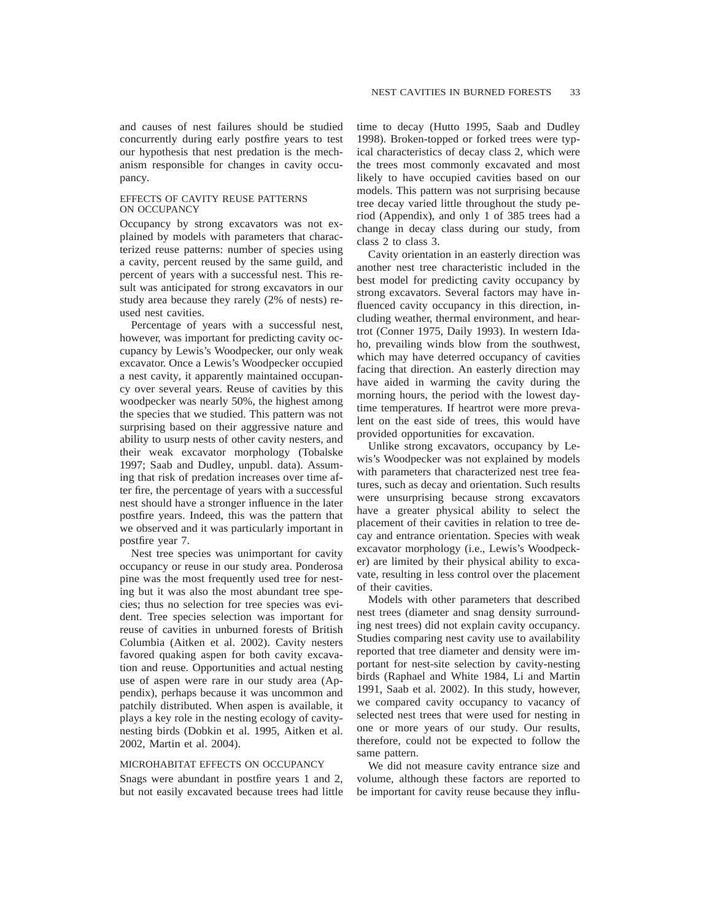and causes of nest failures should be studied concurrently during early postfire years to test our hypothesis that nest predation is the mechanism responsible for changes in cavity occupancy.

### EFFECTS OF CAVITY REUSE PATTERNS ON OCCUPANCY

Occupancy by strong excavators was not explained by models with parameters that characterized reuse patterns: number of species using a cavity, percent reused by the same guild, and percent of years with a successful nest. This result was anticipated for strong excavators in our study area because they rarely (2% of nests) reused nest cavities.

Percentage of years with a successful nest, however, was important for predicting cavity occupancy by Lewis's Woodpecker, our only weak excavator. Once a Lewis's Woodpecker occupied a nest cavity, it apparently maintained occupancy over several years. Reuse of cavities by this woodpecker was nearly 50%, the highest among the species that we studied. This pattern was not surprising based on their aggressive nature and ability to usurp nests of other cavity nesters, and their weak excavator morphology (Tobalske 1997; Saab and Dudley, unpubl. data). Assuming that risk of predation increases over time after fire, the percentage of years with a successful nest should have a stronger influence in the later postfire years. Indeed, this was the pattern that we observed and it was particularly important in postfire year 7.

Nest tree species was unimportant for cavity occupancy or reuse in our study area. Ponderosa pine was the most frequently used tree for nesting but it was also the most abundant tree species; thus no selection for tree species was evident. Tree species selection was important for reuse of cavities in unburned forests of British Columbia (Aitken et al. 2002). Cavity nesters favored quaking aspen for both cavity excavation and reuse. Opportunities and actual nesting use of aspen were rare in our study area (Appendix), perhaps because it was uncommon and patchily distributed. When aspen is available, it plays a key role in the nesting ecology of cavity-nesting birds (Dobkin et al. 1995, Aitken et al. 2002, Martin et al. 2004).

### MICROHABITAT EFFECTS ON OCCUPANCY

Snags were abundant in postfire years 1 and 2, but not easily excavated because trees had little time to decay (Hutto 1995, Saab and Dudley 1998). Broken-topped or forked trees were typical characteristics of decay class 2, which were the trees most commonly excavated and most likely to have occupied cavities based on our models. This pattern was not surprising because tree decay varied little throughout the study period (Appendix), and only 1 of 385 trees had a change in decay class during our study, from class 2 to class 3.

Cavity orientation in an easterly direction was another nest tree characteristic included in the best model for predicting cavity occupancy by strong excavators. Several factors may have influenced cavity occupancy in this direction, including weather, thermal environment, and heartrot (Conner 1975, Daily 1993). In western Idaho, prevailing winds blow from the southwest, which may have deterred occupancy of cavities facing that direction. An easterly direction may have aided in warming the cavity during the morning hours, the period with the lowest daytime temperatures. If heartrot were more prevalent on the east side of trees, this would have provided opportunities for excavation.

Unlike strong excavators, occupancy by Lewis's Woodpecker was not explained by models with parameters that characterized nest tree features, such as decay and orientation. Such results were unsurprising because strong excavators have a greater physical ability to select the placement of their cavities in relation to tree decay and entrance orientation. Species with weak excavator morphology (i.e., Lewis's Woodpecker) are limited by their physical ability to excavate, resulting in less control over the placement of their cavities.

Models with other parameters that described nest trees (diameter and snag density surrounding nest trees) did not explain cavity occupancy. Studies comparing nest cavity use to availability reported that tree diameter and density were important for nest-site selection by cavity-nesting birds (Raphael and White 1984, Li and Martin 1991, Saab et al. 2002). In this study, however, we compared cavity occupancy to vacancy of selected nest trees that were used for nesting in one or more years of our study. Our results, therefore, could not be expected to follow the same pattern.

We did not measure cavity entrance size and volume, although these factors are reported to be important for cavity reuse because they influ-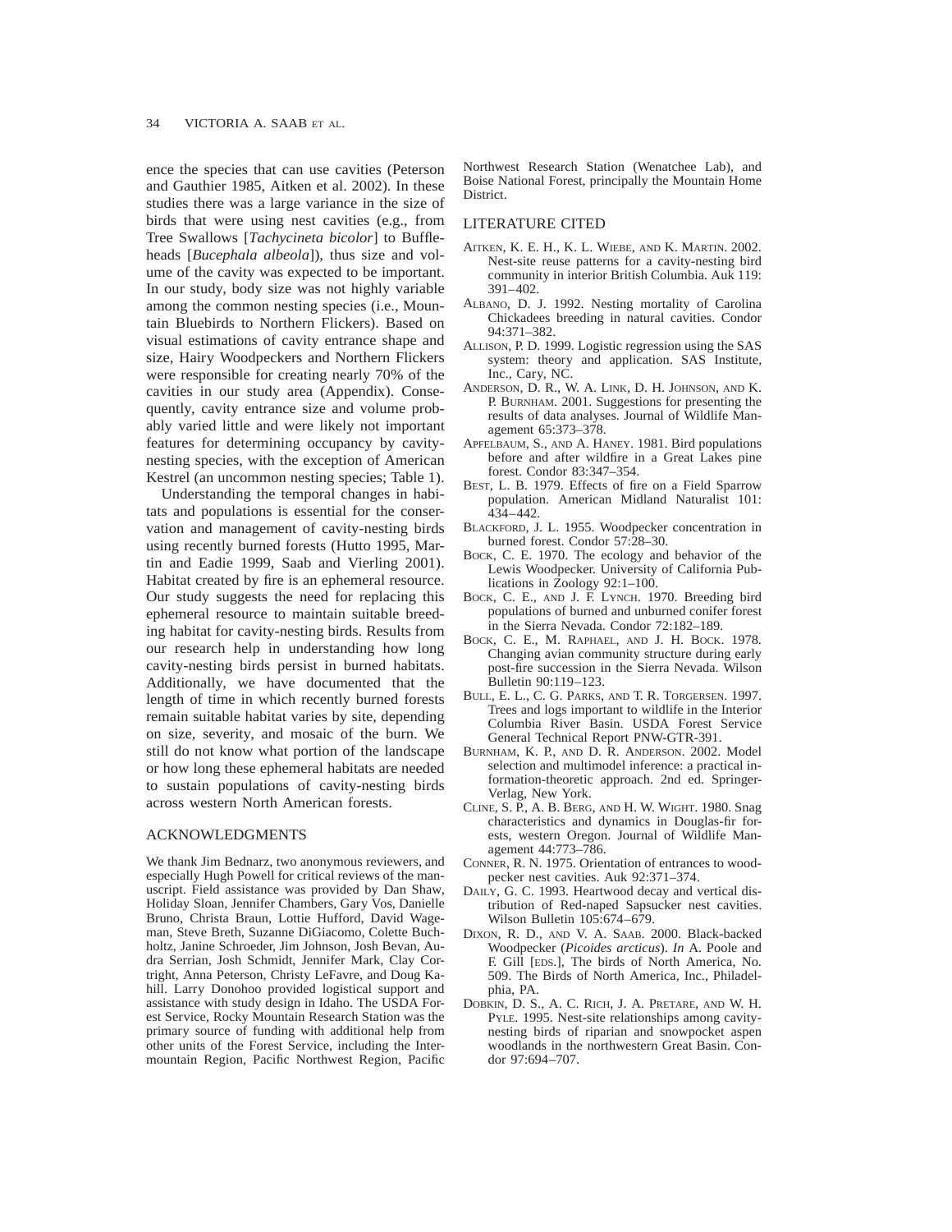ence the species that can use cavities (Peterson and Gauthier 1985, Aitken et al. 2002). In these studies there was a large variance in the size of birds that were using nest cavities (e.g., from Tree Swallows [*Tachycineta bicolor*] to Buffleheads [*Bucephala albeola*]), thus size and volume of the cavity was expected to be important. In our study, body size was not highly variable among the common nesting species (i.e., Mountain Bluebirds to Northern Flickers). Based on visual estimations of cavity entrance shape and size, Hairy Woodpeckers and Northern Flickers were responsible for creating nearly 70% of the cavities in our study area (Appendix). Consequently, cavity entrance size and volume probably varied little and were likely not important features for determining occupancy by cavity-nesting species, with the exception of American Kestrel (an uncommon nesting species; Table 1).

Understanding the temporal changes in habitats and populations is essential for the conservation and management of cavity-nesting birds using recently burned forests (Hutto 1995, Martin and Eadie 1999, Saab and Vierling 2001). Habitat created by fire is an ephemeral resource. Our study suggests the need for replacing this ephemeral resource to maintain suitable breeding habitat for cavity-nesting birds. Results from our research help in understanding how long cavity-nesting birds persist in burned habitats. Additionally, we have documented that the length of time in which recently burned forests remain suitable habitat varies by site, depending on size, severity, and mosaic of the burn. We still do not know what portion of the landscape or how long these ephemeral habitats are needed to sustain populations of cavity-nesting birds across western North American forests.

## ACKNOWLEDGMENTS

We thank Jim Bednarz, two anonymous reviewers, and especially Hugh Powell for critical reviews of the manuscript. Field assistance was provided by Dan Shaw, Holiday Sloan, Jennifer Chambers, Gary Vos, Danielle Bruno, Christa Braun, Lottie Hufford, David Wageman, Steve Breth, Suzanne DiGiacomo, Colette Buchholtz, Janine Schroeder, Jim Johnson, Josh Bevan, Audra Serrian, Josh Schmidt, Jennifer Mark, Clay Cortright, Anna Peterson, Christy LeFavre, and Doug Kahill. Larry Donohoo provided logistical support and assistance with study design in Idaho. The USDA Forest Service, Rocky Mountain Research Station was the primary source of funding with additional help from other units of the Forest Service, including the Intermountain Region, Pacific Northwest Region, Pacific Northwest Research Station (Wenatchee Lab), and Boise National Forest, principally the Mountain Home District.

## LITERATURE CITED

AITKEN, K. E. H., K. L. WIEBE, AND K. MARTIN. 2002. Nest-site reuse patterns for a cavity-nesting bird community in interior British Columbia. Auk 119: 391–402.

ALBANO, D. J. 1992. Nesting mortality of Carolina Chickadees breeding in natural cavities. Condor 94:371–382.

ALLISON, P. D. 1999. Logistic regression using the SAS system: theory and application. SAS Institute, Inc., Cary, NC.

ANDERSON, D. R., W. A. LINK, D. H. JOHNSON, AND K. P. BURNHAM. 2001. Suggestions for presenting the results of data analyses. Journal of Wildlife Management 65:373–378.

APFELBAUM, S., AND A. HANEY. 1981. Bird populations before and after wildfire in a Great Lakes pine forest. Condor 83:347–354.

BEST, L. B. 1979. Effects of fire on a Field Sparrow population. American Midland Naturalist 101: 434–442.

BLACKFORD, J. L. 1955. Woodpecker concentration in burned forest. Condor 57:28–30.

BOCK, C. E. 1970. The ecology and behavior of the Lewis Woodpecker. University of California Publications in Zoology 92:1–100.

BOCK, C. E., AND J. F. LYNCH. 1970. Breeding bird populations of burned and unburned conifer forest in the Sierra Nevada. Condor 72:182–189.

BOCK, C. E., M. RAPHAEL, AND J. H. BOCK. 1978. Changing avian community structure during early post-fire succession in the Sierra Nevada. Wilson Bulletin 90:119–123.

BULL, E. L., C. G. PARKS, AND T. R. TORGERSEN. 1997. Trees and logs important to wildlife in the Interior Columbia River Basin. USDA Forest Service General Technical Report PNW-GTR-391.

BURNHAM, K. P., AND D. R. ANDERSON. 2002. Model selection and multimodel inference: a practical information-theoretic approach. 2nd ed. Springer-Verlag, New York.

CLINE, S. P., A. B. BERG, AND H. W. WIGHT. 1980. Snag characteristics and dynamics in Douglas-fir forests, western Oregon. Journal of Wildlife Management 44:773–786.

CONNER, R. N. 1975. Orientation of entrances to woodpecker nest cavities. Auk 92:371–374.

DAILY, G. C. 1993. Heartwood decay and vertical distribution of Red-naped Sapsucker nest cavities. Wilson Bulletin 105:674–679.

DIXON, R. D., AND V. A. SAAB. 2000. Black-backed Woodpecker (*Picoides arcticus*). *In* A. Poole and F. Gill [EDS.], The birds of North America, No. 509. The Birds of North America, Inc., Philadelphia, PA.

DOBKIN, D. S., A. C. RICH, J. A. PRETARE, AND W. H. PYLE. 1995. Nest-site relationships among cavity-nesting birds of riparian and snowpocket aspen woodlands in the northwestern Great Basin. Condor 97:694–707.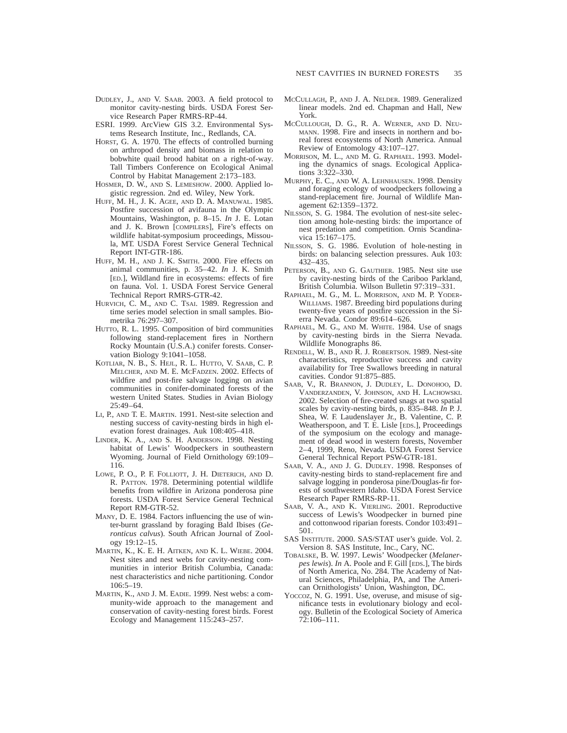DUDLEY, J., AND V. SAAB. 2003. A field protocol to monitor cavity-nesting birds. USDA Forest Service Research Paper RMRS-RP-44.

ESRI. 1999. ArcView GIS 3.2. Environmental Systems Research Institute, Inc., Redlands, CA.

HORST, G. A. 1970. The effects of controlled burning on arthropod density and biomass in relation to bobwhite quail brood habitat on a right-of-way. Tall Timbers Conference on Ecological Animal Control by Habitat Management 2:173–183.

HOSMER, D. W., AND S. LEMESHOW. 2000. Applied logistic regression. 2nd ed. Wiley, New York.

HUFF, M. H., J. K. AGEE, AND D. A. MANUWAL. 1985. Postfire succession of avifauna in the Olympic Mountains, Washington, p. 8–15. *In* J. E. Lotan and J. K. Brown [COMPILERS], Fire's effects on wildlife habitat-symposium proceedings, Missoula, MT. USDA Forest Service General Technical Report INT-GTR-186.

HUFF, M. H., AND J. K. SMITH. 2000. Fire effects on animal communities, p. 35–42. *In* J. K. Smith [ED.], Wildland fire in ecosystems: effects of fire on fauna. Vol. 1. USDA Forest Service General Technical Report RMRS-GTR-42.

HURVICH, C. M., AND C. TSAI. 1989. Regression and time series model selection in small samples. Biometrika 76:297–307.

HUTTO, R. L. 1995. Composition of bird communities following stand-replacement fires in Northern Rocky Mountain (U.S.A.) conifer forests. Conservation Biology 9:1041–1058.

KOTLIAR, N. B., S. HEJL, R. L. HUTTO, V. SAAB, C. P. MELCHER, AND M. E. MCFADZEN. 2002. Effects of wildfire and post-fire salvage logging on avian communities in conifer-dominated forests of the western United States. Studies in Avian Biology 25:49–64.

LI, P., AND T. E. MARTIN. 1991. Nest-site selection and nesting success of cavity-nesting birds in high elevation forest drainages. Auk 108:405–418.

LINDER, K. A., AND S. H. ANDERSON. 1998. Nesting habitat of Lewis' Woodpeckers in southeastern Wyoming. Journal of Field Ornithology 69:109–116.

LOWE, P. O., P. F. FOLLIOTT, J. H. DIETERICH, AND D. R. PATTON. 1978. Determining potential wildlife benefits from wildfire in Arizona ponderosa pine forests. USDA Forest Service General Technical Report RM-GTR-52.

MANY, D. E. 1984. Factors influencing the use of winter-burnt grassland by foraging Bald Ibises (*Geronticus calvus*). South African Journal of Zoology 19:12–15.

MARTIN, K., K. E. H. AITKEN, AND K. L. WIEBE. 2004. Nest sites and nest webs for cavity-nesting communities in interior British Columbia, Canada: nest characteristics and niche partitioning. Condor 106:5–19.

MARTIN, K., AND J. M. EADIE. 1999. Nest webs: a community-wide approach to the management and conservation of cavity-nesting forest birds. Forest Ecology and Management 115:243–257.

MCCULLAGH, P., AND J. A. NELDER. 1989. Generalized linear models. 2nd ed. Chapman and Hall, New York.

MCCULLOUGH, D. G., R. A. WERNER, AND D. NEUMANN. 1998. Fire and insects in northern and boreal forest ecosystems of North America. Annual Review of Entomology 43:107–127.

MORRISON, M. L., AND M. G. RAPHAEL. 1993. Modeling the dynamics of snags. Ecological Applications 3:322–330.

MURPHY, E. C., AND W. A. LEHNHAUSEN. 1998. Density and foraging ecology of woodpeckers following a stand-replacement fire. Journal of Wildlife Management 62:1359–1372.

NILSSON, S. G. 1984. The evolution of nest-site selection among hole-nesting birds: the importance of nest predation and competition. Ornis Scandinavica 15:167–175.

NILSSON, S. G. 1986. Evolution of hole-nesting in birds: on balancing selection pressures. Auk 103: 432–435.

PETERSON, B., AND G. GAUTHIER. 1985. Nest site use by cavity-nesting birds of the Cariboo Parkland, British Columbia. Wilson Bulletin 97:319–331.

RAPHAEL, M. G., M. L. MORRISON, AND M. P. YODER-WILLIAMS. 1987. Breeding bird populations during twenty-five years of postfire succession in the Sierra Nevada. Condor 89:614–626.

RAPHAEL, M. G., AND M. WHITE. 1984. Use of snags by cavity-nesting birds in the Sierra Nevada. Wildlife Monographs 86.

RENDELL, W. B., AND R. J. ROBERTSON. 1989. Nest-site characteristics, reproductive success and cavity availability for Tree Swallows breeding in natural cavities. Condor 91:875–885.

SAAB, V., R. BRANNON, J. DUDLEY, L. DONOHOO, D. VANDERZANDEN, V. JOHNSON, AND H. LACHOWSKI. 2002. Selection of fire-created snags at two spatial scales by cavity-nesting birds, p. 835–848. *In* P. J. Shea, W. F. Laudenslayer Jr., B. Valentine, C. P. Weatherspoon, and T. E. Lisle [EDS.], Proceedings of the symposium on the ecology and management of dead wood in western forests, November 2–4, 1999, Reno, Nevada. USDA Forest Service General Technical Report PSW-GTR-181.

SAAB, V. A., AND J. G. DUDLEY. 1998. Responses of cavity-nesting birds to stand-replacement fire and salvage logging in ponderosa pine/Douglas-fir forests of southwestern Idaho. USDA Forest Service Research Paper RMRS-RP-11.

SAAB, V. A., AND K. VIERLING. 2001. Reproductive success of Lewis's Woodpecker in burned pine and cottonwood riparian forests. Condor 103:491–501.

SAS INSTITUTE. 2000. SAS/STAT user's guide. Vol. 2. Version 8. SAS Institute, Inc., Cary, NC.

TOBALSKE, B. W. 1997. Lewis' Woodpecker (*Melanerpes lewis*). *In* A. Poole and F. Gill [EDS.], The birds of North America, No. 284. The Academy of Natural Sciences, Philadelphia, PA, and The American Ornithologists' Union, Washington, DC.

YOCCOZ, N. G. 1991. Use, overuse, and misuse of significance tests in evolutionary biology and ecology. Bulletin of the Ecological Society of America 72:106–111.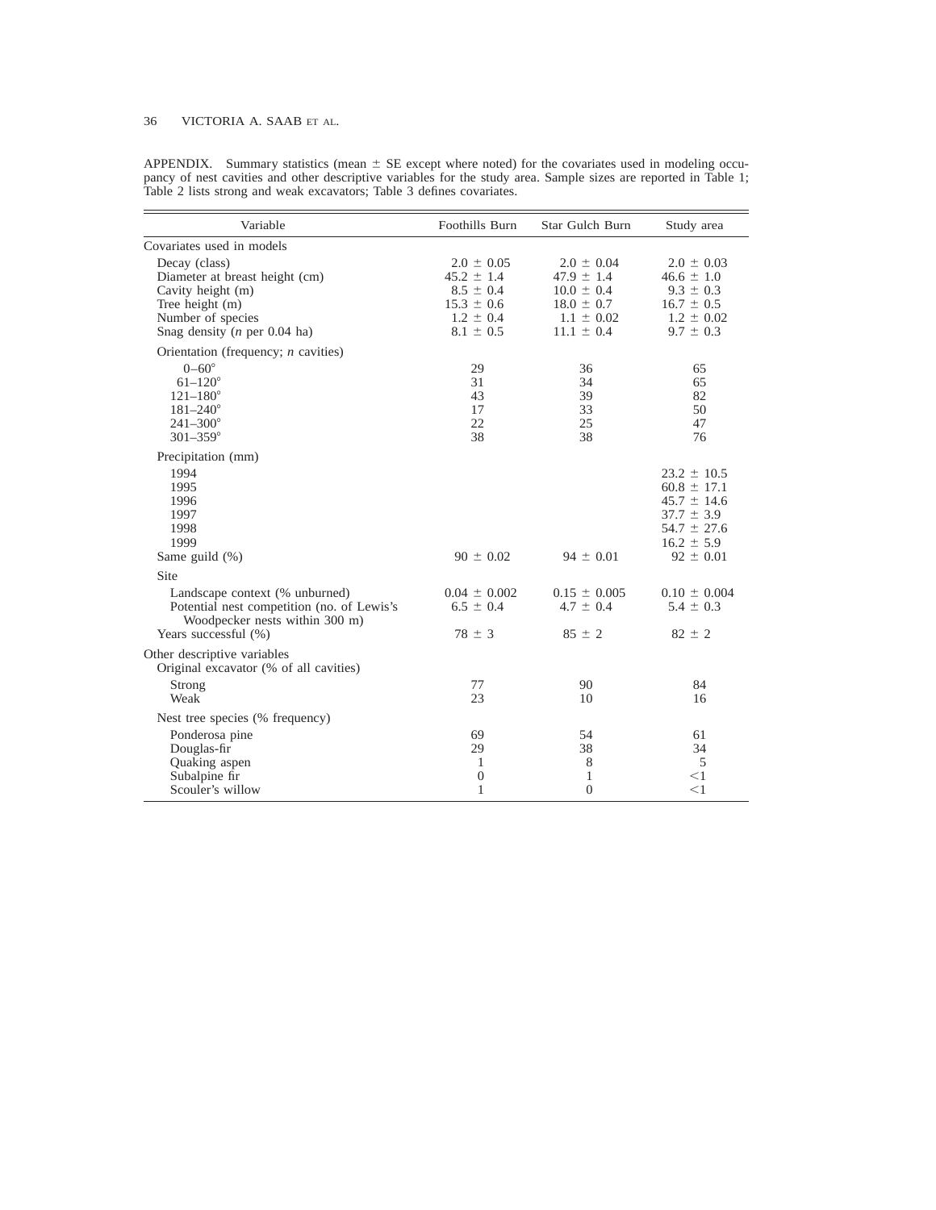APPENDIX. Summary statistics (mean ± SE except where noted) for the covariates used in modeling occupancy of nest cavities and other descriptive variables for the study area. Sample sizes are reported in Table 1; Table 2 lists strong and weak excavators; Table 3 defines covariates.

| Variable | Foothills Burn | Star Gulch Burn | Study area |
|---|---|---|---|
| Covariates used in models | | | |
| Decay (class) | 2.0 ± 0.05 | 2.0 ± 0.04 | 2.0 ± 0.03 |
| Diameter at breast height (cm) | 45.2 ± 1.4 | 47.9 ± 1.4 | 46.6 ± 1.0 |
| Cavity height (m) | 8.5 ± 0.4 | 10.0 ± 0.4 | 9.3 ± 0.3 |
| Tree height (m) | 15.3 ± 0.6 | 18.0 ± 0.7 | 16.7 ± 0.5 |
| Number of species | 1.2 ± 0.4 | 1.1 ± 0.02 | 1.2 ± 0.02 |
| Snag density (*n* per 0.04 ha) | 8.1 ± 0.5 | 11.1 ± 0.4 | 9.7 ± 0.3 |
| Orientation (frequency; *n* cavities) | | | |
| 0–60° | 29 | 36 | 65 |
| 61–120° | 31 | 34 | 65 |
| 121–180° | 43 | 39 | 82 |
| 181–240° | 17 | 33 | 50 |
| 241–300° | 22 | 25 | 47 |
| 301–359° | 38 | 38 | 76 |
| Precipitation (mm) | | | |
| 1994 | | | 23.2 ± 10.5 |
| 1995 | | | 60.8 ± 17.1 |
| 1996 | | | 45.7 ± 14.6 |
| 1997 | | | 37.7 ± 3.9 |
| 1998 | | | 54.7 ± 27.6 |
| 1999 | | | 16.2 ± 5.9 |
| Same guild (%) | 90 ± 0.02 | 94 ± 0.01 | 92 ± 0.01 |
| Site | | | |
| Landscape context (% unburned) | 0.04 ± 0.002 | 0.15 ± 0.005 | 0.10 ± 0.004 |
| Potential nest competition (no. of Lewis's Woodpecker nests within 300 m) | 6.5 ± 0.4 | 4.7 ± 0.4 | 5.4 ± 0.3 |
| Years successful (%) | 78 ± 3 | 85 ± 2 | 82 ± 2 |
| Other descriptive variables | | | |
| Original excavator (% of all cavities) | | | |
| Strong | 77 | 90 | 84 |
| Weak | 23 | 10 | 16 |
| Nest tree species (% frequency) | | | |
| Ponderosa pine | 69 | 54 | 61 |
| Douglas-fir | 29 | 38 | 34 |
| Quaking aspen | 1 | 8 | 5 |
| Subalpine fir | 0 | 1 | <1 |
| Scouler's willow | 1 | 0 | <1 |